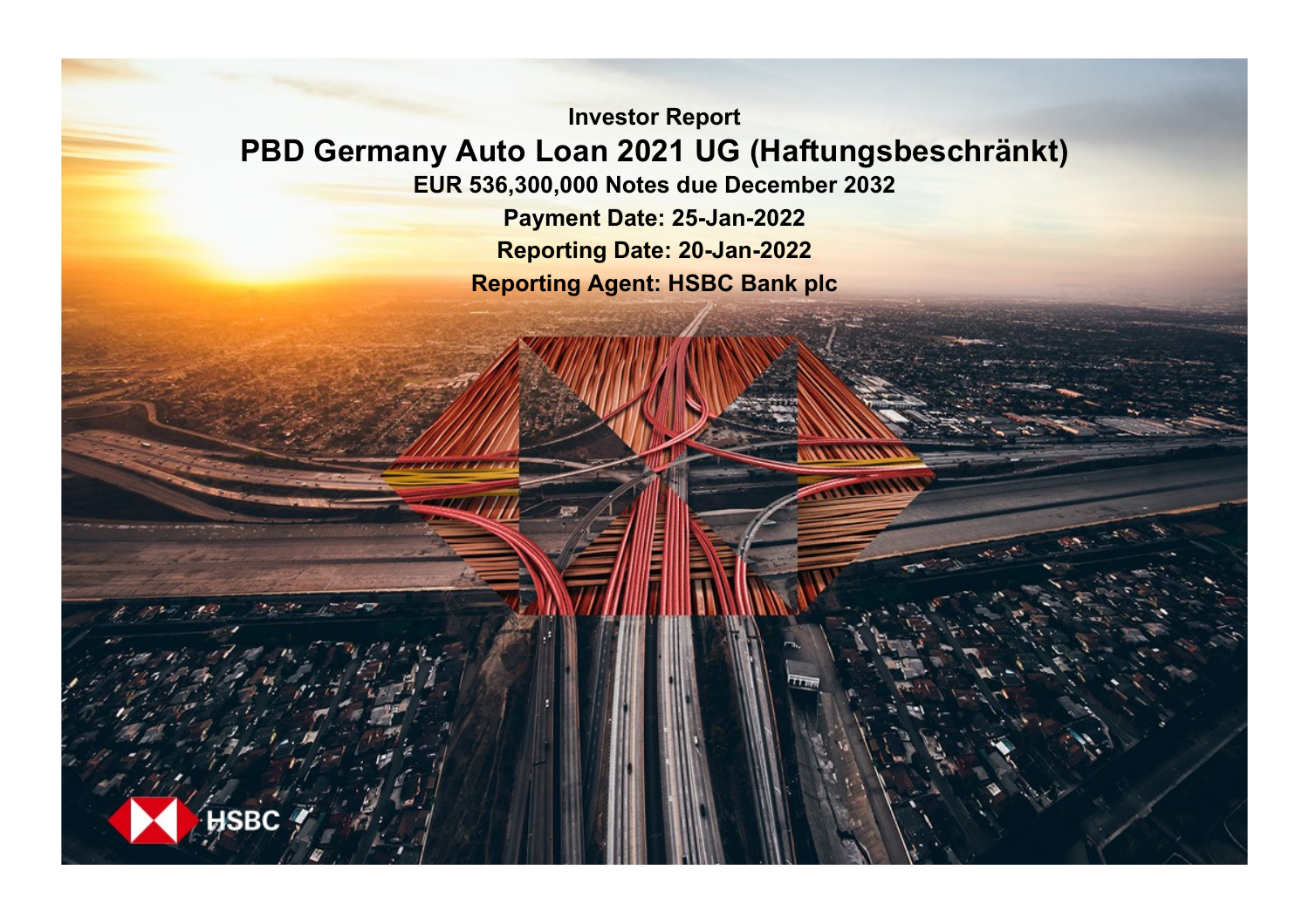Investor Report

# PBD Germany Auto Loan 2021 UG (Haftungsbeschränkt)

**EUR 536,300,000 Notes due December 2032**

**Payment Date: 25-Jan-2022**

**Reporting Date: 20-Jan-2022**

**Reporting Agent: HSBC Bank plc**

HSBC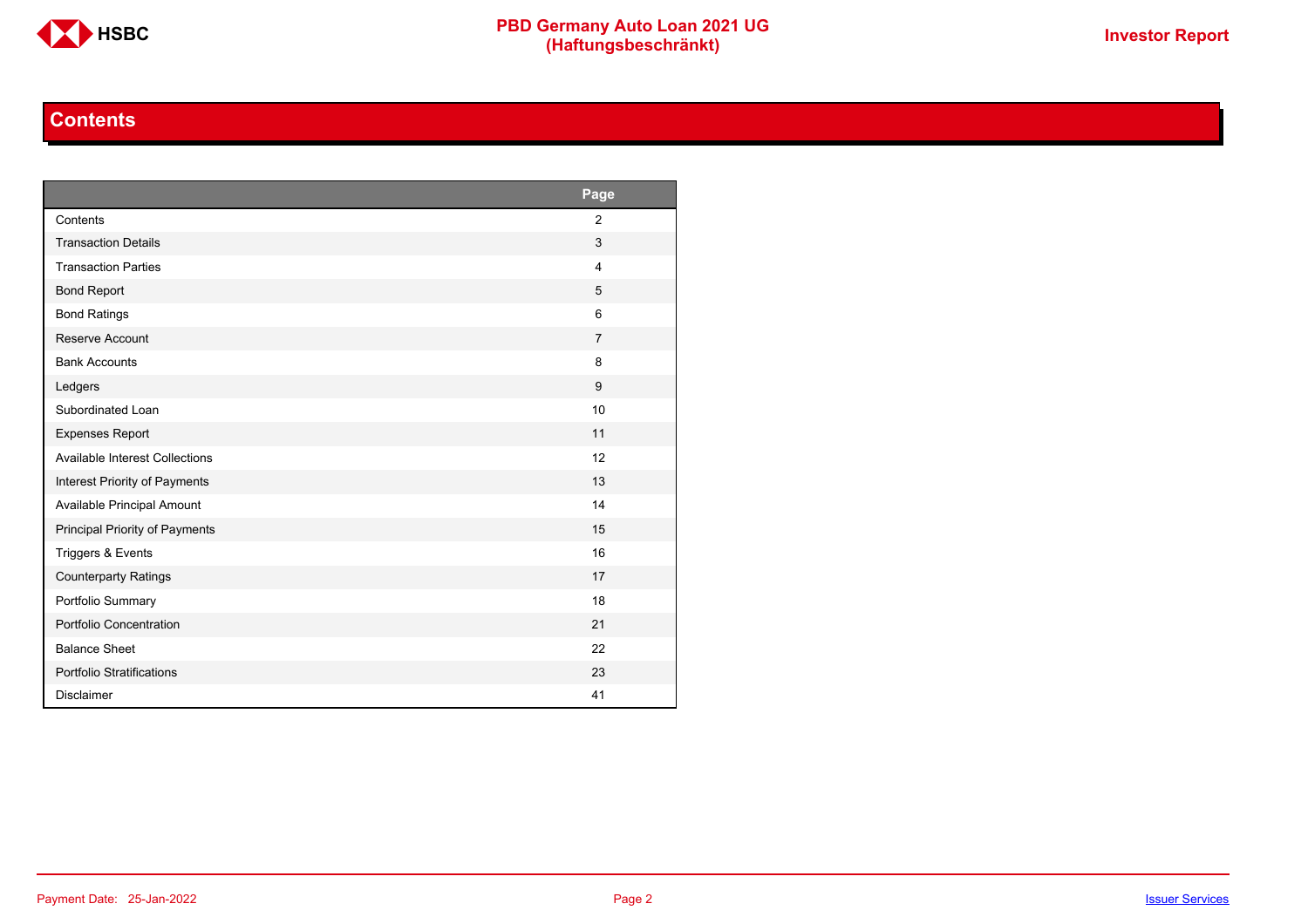# Contents

| | Page |
|---|---|
| Contents | 2 |
| Transaction Details | 3 |
| Transaction Parties | 4 |
| Bond Report | 5 |
| Bond Ratings | 6 |
| Reserve Account | 7 |
| Bank Accounts | 8 |
| Ledgers | 9 |
| Subordinated Loan | 10 |
| Expenses Report | 11 |
| Available Interest Collections | 12 |
| Interest Priority of Payments | 13 |
| Available Principal Amount | 14 |
| Principal Priority of Payments | 15 |
| Triggers & Events | 16 |
| Counterparty Ratings | 17 |
| Portfolio Summary | 18 |
| Portfolio Concentration | 21 |
| Balance Sheet | 22 |
| Portfolio Stratifications | 23 |
| Disclaimer | 41 |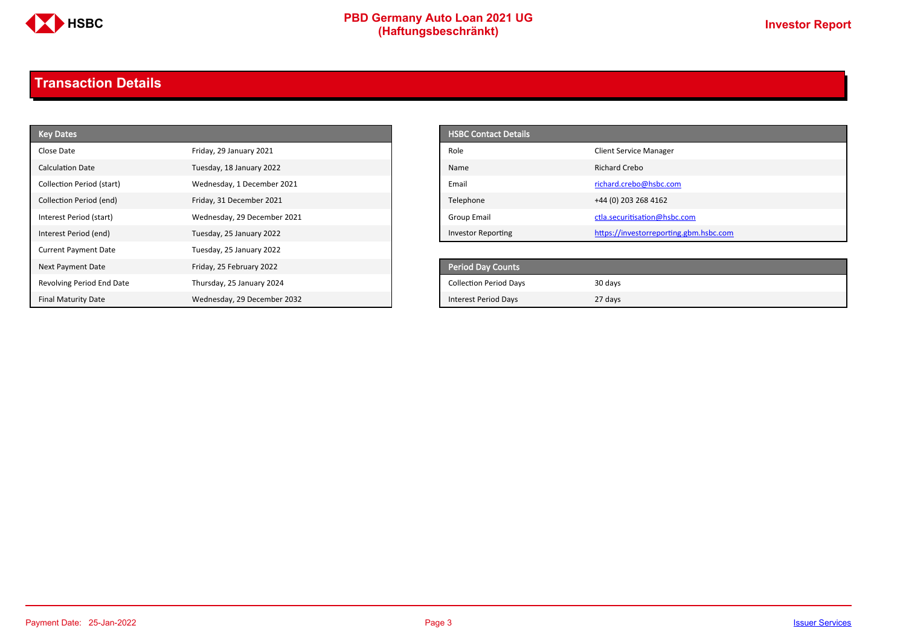# Transaction Details

| Key Dates | |
|---|---|
| Close Date | Friday, 29 January 2021 |
| Calculation Date | Tuesday, 18 January 2022 |
| Collection Period (start) | Wednesday, 1 December 2021 |
| Collection Period (end) | Friday, 31 December 2021 |
| Interest Period (start) | Wednesday, 29 December 2021 |
| Interest Period (end) | Tuesday, 25 January 2022 |
| Current Payment Date | Tuesday, 25 January 2022 |
| Next Payment Date | Friday, 25 February 2022 |
| Revolving Period End Date | Thursday, 25 January 2024 |
| Final Maturity Date | Wednesday, 29 December 2032 |

| HSBC Contact Details | |
|---|---|
| Role | Client Service Manager |
| Name | Richard Crebo |
| Email | richard.crebo@hsbc.com |
| Telephone | +44 (0) 203 268 4162 |
| Group Email | ctla.securitisation@hsbc.com |
| Investor Reporting | https://investorreporting.gbm.hsbc.com |

| Period Day Counts | |
|---|---|
| Collection Period Days | 30 days |
| Interest Period Days | 27 days |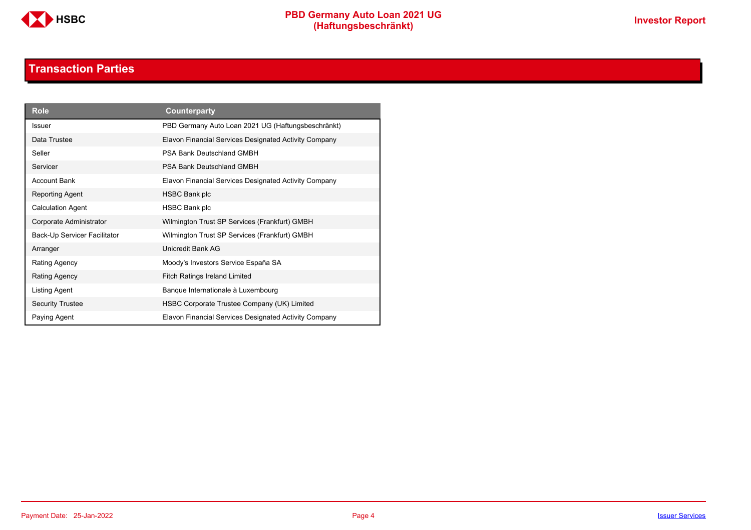## Transaction Parties

| Role | Counterparty |
|---|---|
| Issuer | PBD Germany Auto Loan 2021 UG (Haftungsbeschränkt) |
| Data Trustee | Elavon Financial Services Designated Activity Company |
| Seller | PSA Bank Deutschland GMBH |
| Servicer | PSA Bank Deutschland GMBH |
| Account Bank | Elavon Financial Services Designated Activity Company |
| Reporting Agent | HSBC Bank plc |
| Calculation Agent | HSBC Bank plc |
| Corporate Administrator | Wilmington Trust SP Services (Frankfurt) GMBH |
| Back-Up Servicer Facilitator | Wilmington Trust SP Services (Frankfurt) GMBH |
| Arranger | Unicredit Bank AG |
| Rating Agency | Moody's Investors Service España SA |
| Rating Agency | Fitch Ratings Ireland Limited |
| Listing Agent | Banque Internationale à Luxembourg |
| Security Trustee | HSBC Corporate Trustee Company (UK) Limited |
| Paying Agent | Elavon Financial Services Designated Activity Company |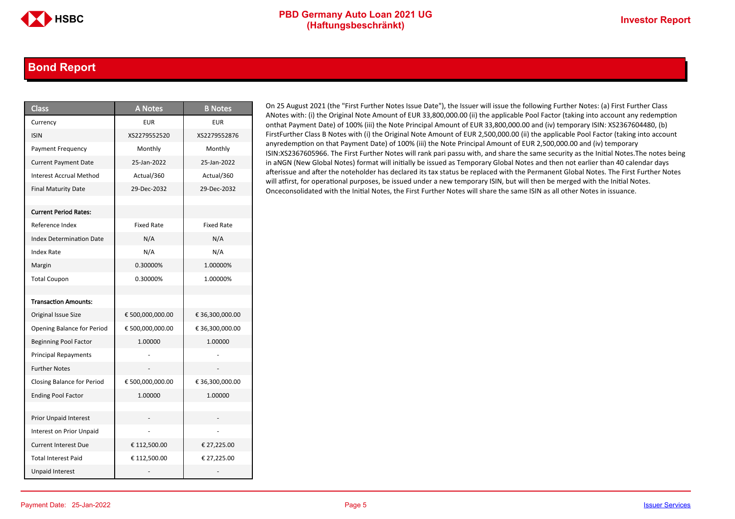## Bond Report

| Class | A Notes | B Notes |
|---|---|---|
| Currency | EUR | EUR |
| ISIN | XS2279552520 | XS2279552876 |
| Payment Frequency | Monthly | Monthly |
| Current Payment Date | 25-Jan-2022 | 25-Jan-2022 |
| Interest Accrual Method | Actual/360 | Actual/360 |
| Final Maturity Date | 29-Dec-2032 | 29-Dec-2032 |
| | | |
| **Current Period Rates:** | | |
| Reference Index | Fixed Rate | Fixed Rate |
| Index Determination Date | N/A | N/A |
| Index Rate | N/A | N/A |
| Margin | 0.30000% | 1.00000% |
| Total Coupon | 0.30000% | 1.00000% |
| | | |
| **Transaction Amounts:** | | |
| Original Issue Size | € 500,000,000.00 | € 36,300,000.00 |
| Opening Balance for Period | € 500,000,000.00 | € 36,300,000.00 |
| Beginning Pool Factor | 1.00000 | 1.00000 |
| Principal Repayments | - | - |
| Further Notes | - | - |
| Closing Balance for Period | € 500,000,000.00 | € 36,300,000.00 |
| Ending Pool Factor | 1.00000 | 1.00000 |
| | | |
| Prior Unpaid Interest | - | - |
| Interest on Prior Unpaid | - | - |
| Current Interest Due | € 112,500.00 | € 27,225.00 |
| Total Interest Paid | € 112,500.00 | € 27,225.00 |
| Unpaid Interest | - | - |

On 25 August 2021 (the "First Further Notes Issue Date"), the Issuer will issue the following Further Notes: (a) First Further Class ANotes with: (i) the Original Note Amount of EUR 33,800,000.00 (ii) the applicable Pool Factor (taking into account any redemption onthat Payment Date) of 100% (iii) the Note Principal Amount of EUR 33,800,000.00 and (iv) temporary ISIN: XS2367604480, (b) FirstFurther Class B Notes with (i) the Original Note Amount of EUR 2,500,000.00 (ii) the applicable Pool Factor (taking into account anyredemption on that Payment Date) of 100% (iii) the Note Principal Amount of EUR 2,500,000.00 and (iv) temporary ISIN:XS2367605966. The First Further Notes will rank pari passu with, and share the same security as the Initial Notes.The notes being in aNGN (New Global Notes) format will initially be issued as Temporary Global Notes and then not earlier than 40 calendar days afterissue and after the noteholder has declared its tax status be replaced with the Permanent Global Notes. The First Further Notes will atfirst, for operational purposes, be issued under a new temporary ISIN, but will then be merged with the Initial Notes. Onceconsolidated with the Initial Notes, the First Further Notes will share the same ISIN as all other Notes in issuance.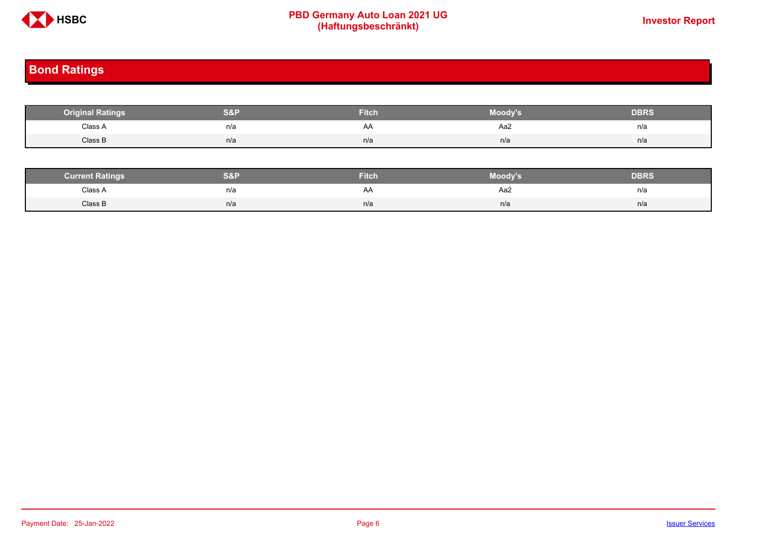## Bond Ratings

| Original Ratings | S&P | Fitch | Moody's | DBRS |
|---|---|---|---|---|
| Class A | n/a | AA | Aa2 | n/a |
| Class B | n/a | n/a | n/a | n/a |

| Current Ratings | S&P | Fitch | Moody's | DBRS |
|---|---|---|---|---|
| Class A | n/a | AA | Aa2 | n/a |
| Class B | n/a | n/a | n/a | n/a |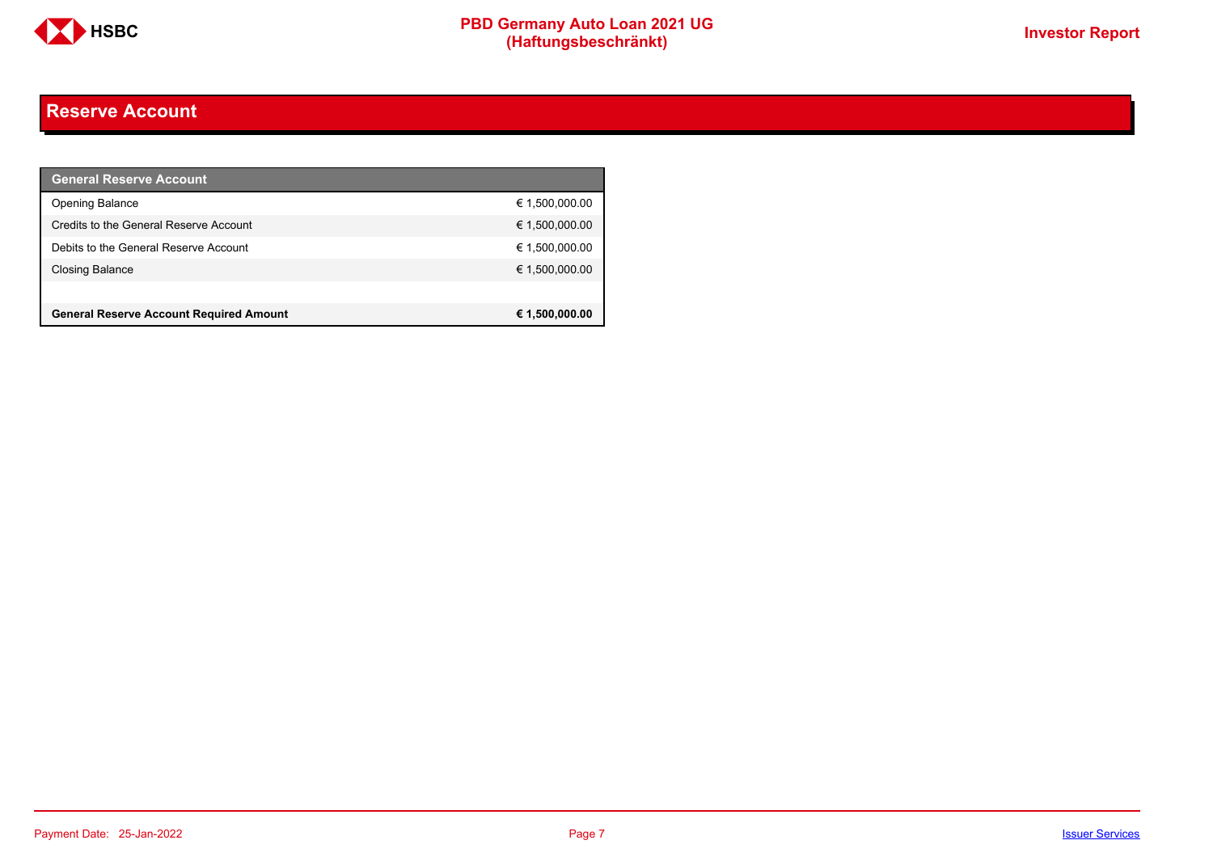# Reserve Account

| General Reserve Account | |
|---|---|
| Opening Balance | € 1,500,000.00 |
| Credits to the General Reserve Account | € 1,500,000.00 |
| Debits to the General Reserve Account | € 1,500,000.00 |
| Closing Balance | € 1,500,000.00 |
| | |
| **General Reserve Account Required Amount** | **€ 1,500,000.00** |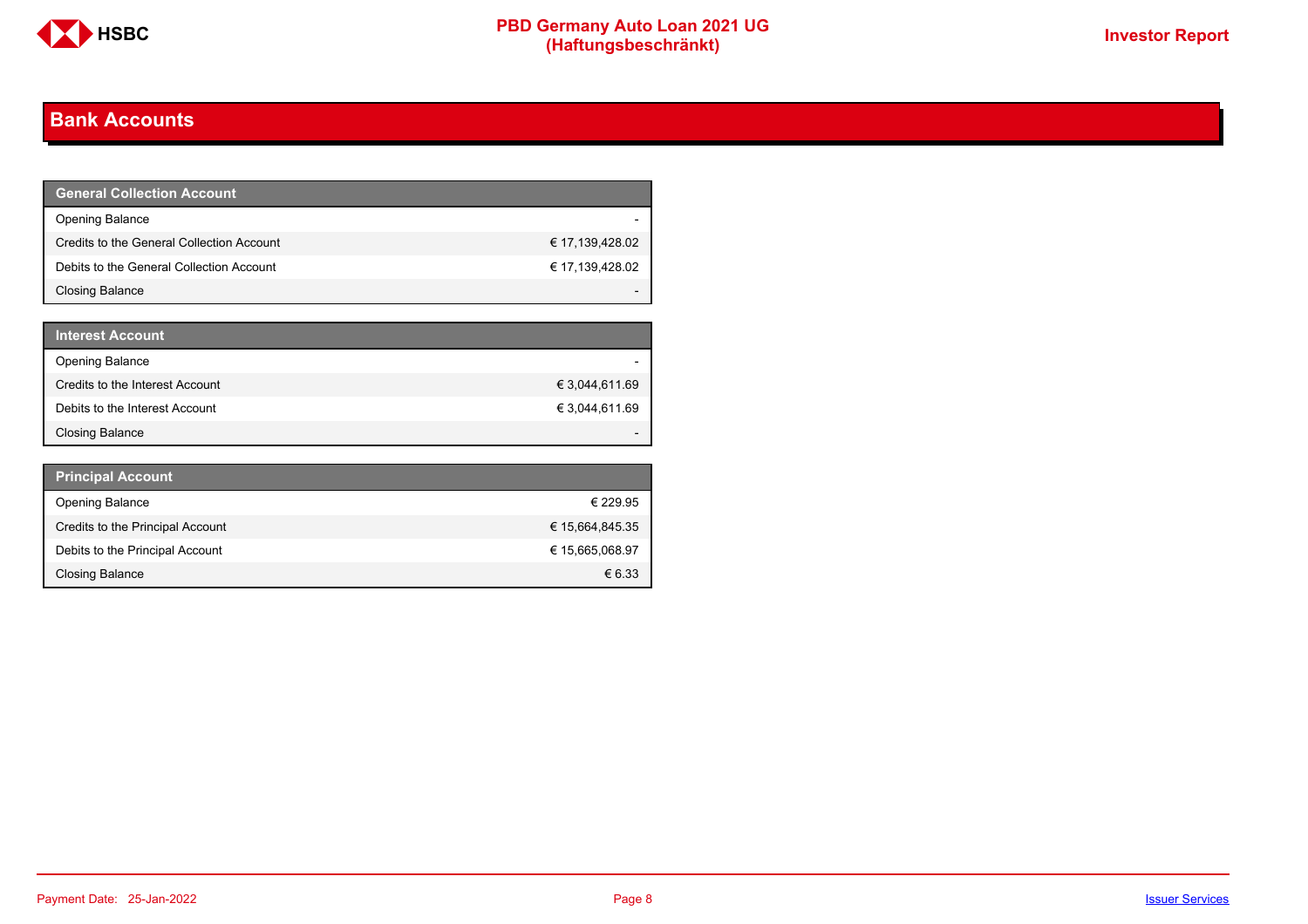## Bank Accounts

| General Collection Account | |
|---|---|
| Opening Balance | - |
| Credits to the General Collection Account | € 17,139,428.02 |
| Debits to the General Collection Account | € 17,139,428.02 |
| Closing Balance | - |

| Interest Account | |
|---|---|
| Opening Balance | - |
| Credits to the Interest Account | € 3,044,611.69 |
| Debits to the Interest Account | € 3,044,611.69 |
| Closing Balance | - |

| Principal Account | |
|---|---|
| Opening Balance | € 229.95 |
| Credits to the Principal Account | € 15,664,845.35 |
| Debits to the Principal Account | € 15,665,068.97 |
| Closing Balance | € 6.33 |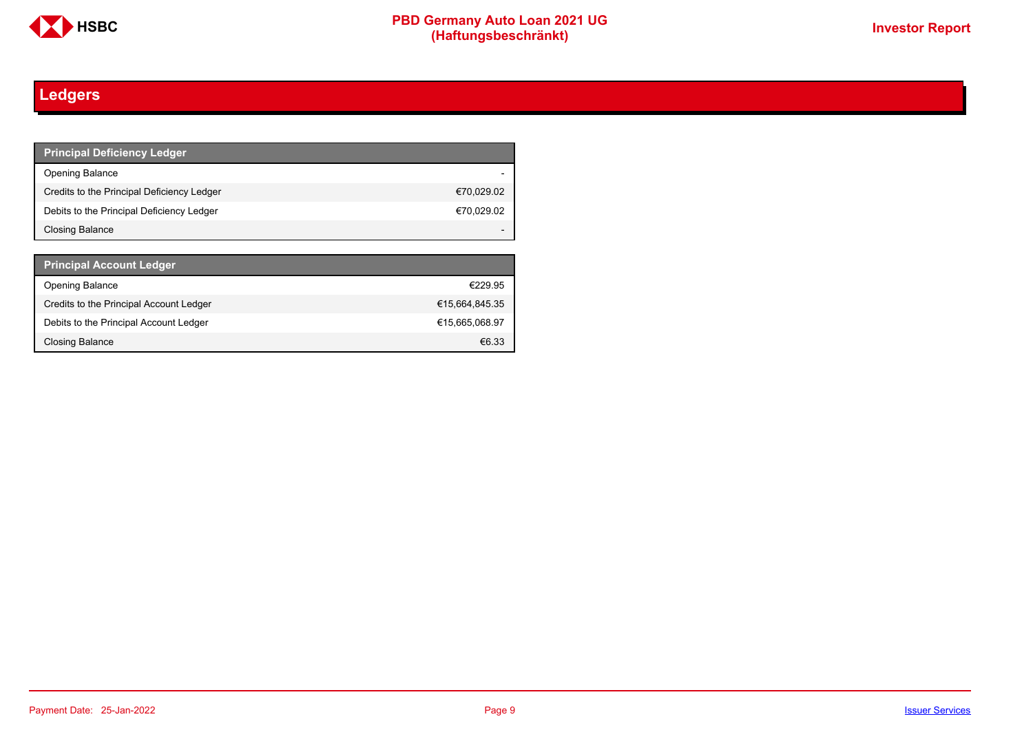# Ledgers

| Principal Deficiency Ledger | |
|---|---|
| Opening Balance | - |
| Credits to the Principal Deficiency Ledger | €70,029.02 |
| Debits to the Principal Deficiency Ledger | €70,029.02 |
| Closing Balance | - |

| Principal Account Ledger | |
|---|---|
| Opening Balance | €229.95 |
| Credits to the Principal Account Ledger | €15,664,845.35 |
| Debits to the Principal Account Ledger | €15,665,068.97 |
| Closing Balance | €6.33 |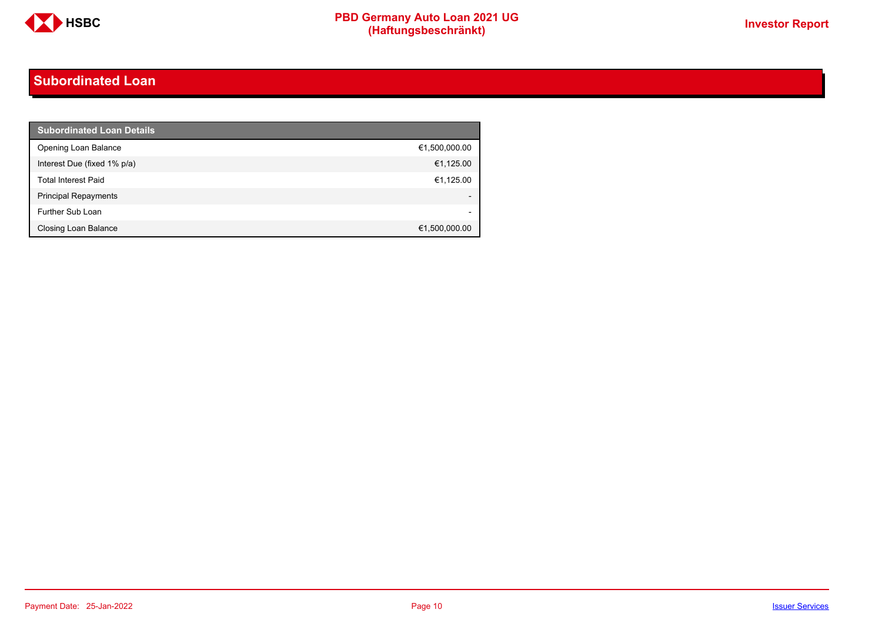## Subordinated Loan

| Subordinated Loan Details | |
|---|---|
| Opening Loan Balance | €1,500,000.00 |
| Interest Due (fixed 1% p/a) | €1,125.00 |
| Total Interest Paid | €1,125.00 |
| Principal Repayments | - |
| Further Sub Loan | - |
| Closing Loan Balance | €1,500,000.00 |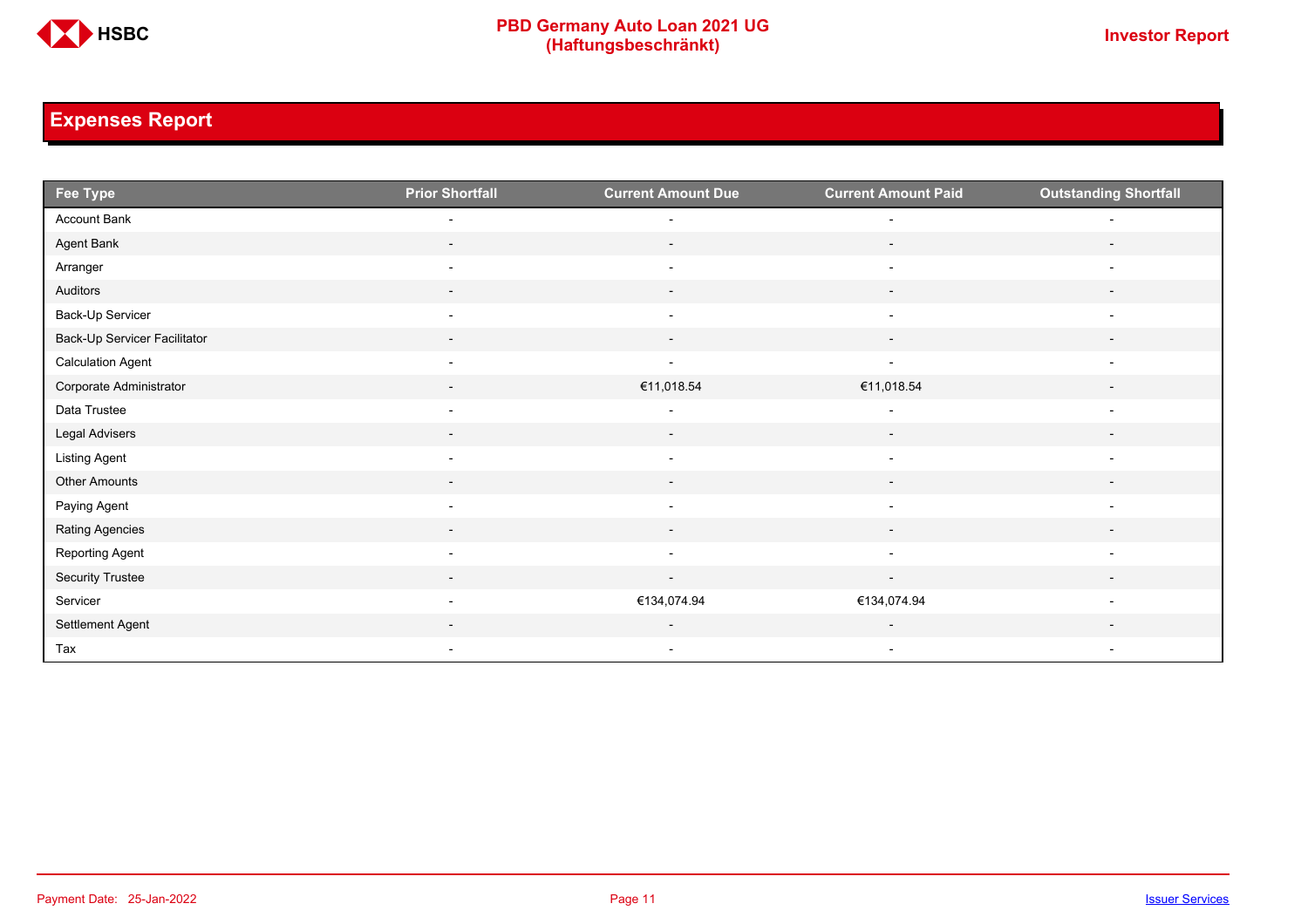## Expenses Report

| Fee Type | Prior Shortfall | Current Amount Due | Current Amount Paid | Outstanding Shortfall |
|---|---|---|---|---|
| Account Bank | - | - | - | - |
| Agent Bank | - | - | - | - |
| Arranger | - | - | - | - |
| Auditors | - | - | - | - |
| Back-Up Servicer | - | - | - | - |
| Back-Up Servicer Facilitator | - | - | - | - |
| Calculation Agent | - | - | - | - |
| Corporate Administrator | - | €11,018.54 | €11,018.54 | - |
| Data Trustee | - | - | - | - |
| Legal Advisers | - | - | - | - |
| Listing Agent | - | - | - | - |
| Other Amounts | - | - | - | - |
| Paying Agent | - | - | - | - |
| Rating Agencies | - | - | - | - |
| Reporting Agent | - | - | - | - |
| Security Trustee | - | - | - | - |
| Servicer | - | €134,074.94 | €134,074.94 | - |
| Settlement Agent | - | - | - | - |
| Tax | - | - | - | - |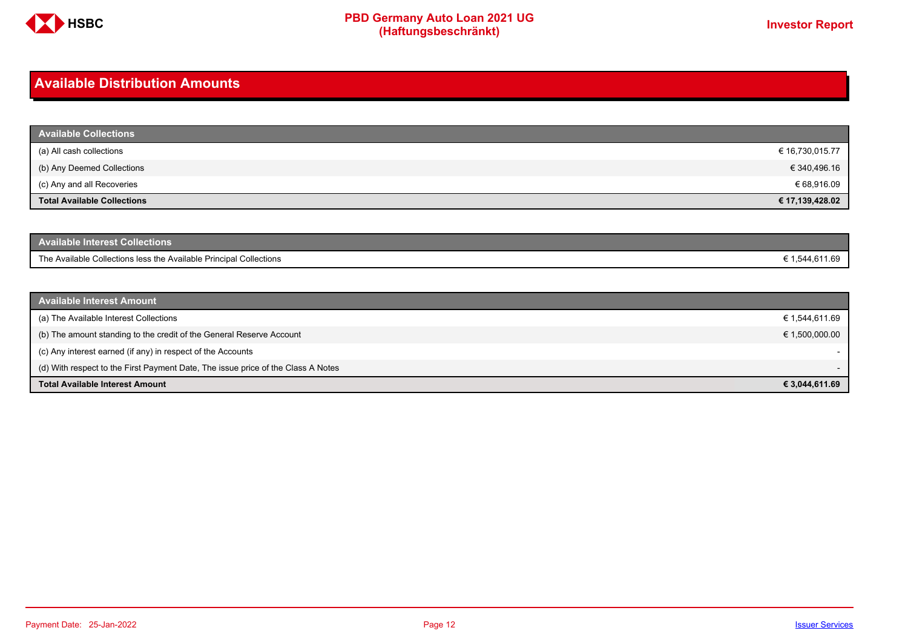# Available Distribution Amounts

| Available Collections | |
|---|---|
| (a) All cash collections | € 16,730,015.77 |
| (b) Any Deemed Collections | € 340,496.16 |
| (c) Any and all Recoveries | € 68,916.09 |
| **Total Available Collections** | **€ 17,139,428.02** |

| Available Interest Collections | |
|---|---|
| The Available Collections less the Available Principal Collections | € 1,544,611.69 |

| Available Interest Amount | |
|---|---|
| (a) The Available Interest Collections | € 1,544,611.69 |
| (b) The amount standing to the credit of the General Reserve Account | € 1,500,000.00 |
| (c) Any interest earned (if any) in respect of the Accounts | - |
| (d) With respect to the First Payment Date, The issue price of the Class A Notes | - |
| **Total Available Interest Amount** | **€ 3,044,611.69** |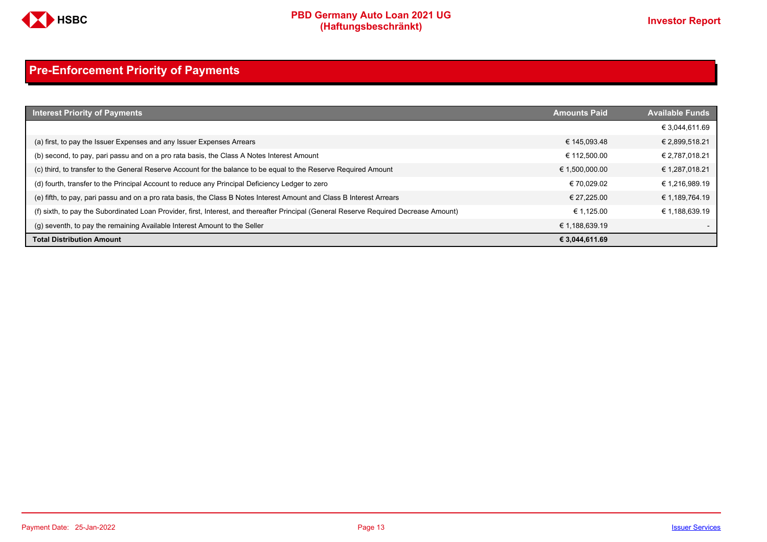## Pre-Enforcement Priority of Payments

| Interest Priority of Payments | Amounts Paid | Available Funds |
|---|---|---|
| | | € 3,044,611.69 |
| (a) first, to pay the Issuer Expenses and any Issuer Expenses Arrears | € 145,093.48 | € 2,899,518.21 |
| (b) second, to pay, pari passu and on a pro rata basis, the Class A Notes Interest Amount | € 112,500.00 | € 2,787,018.21 |
| (c) third, to transfer to the General Reserve Account for the balance to be equal to the Reserve Required Amount | € 1,500,000.00 | € 1,287,018.21 |
| (d) fourth, transfer to the Principal Account to reduce any Principal Deficiency Ledger to zero | € 70,029.02 | € 1,216,989.19 |
| (e) fifth, to pay, pari passu and on a pro rata basis, the Class B Notes Interest Amount and Class B Interest Arrears | € 27,225.00 | € 1,189,764.19 |
| (f) sixth, to pay the Subordinated Loan Provider, first, Interest, and thereafter Principal (General Reserve Required Decrease Amount) | € 1,125.00 | € 1,188,639.19 |
| (g) seventh, to pay the remaining Available Interest Amount to the Seller | € 1,188,639.19 | - |
| **Total Distribution Amount** | **€ 3,044,611.69** | |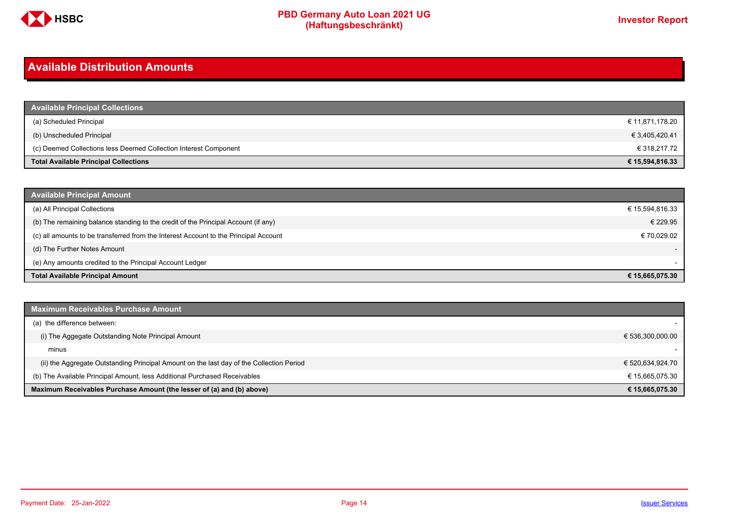# Available Distribution Amounts

| Available Principal Collections | |
|---|---|
| (a) Scheduled Principal | € 11,871,178.20 |
| (b) Unscheduled Principal | € 3,405,420.41 |
| (c) Deemed Collections less Deemed Collection Interest Component | € 318,217.72 |
| **Total Available Principal Collections** | **€ 15,594,816.33** |

| Available Principal Amount | |
|---|---|
| (a) All Principal Collections | € 15,594,816.33 |
| (b) The remaining balance standing to the credit of the Principal Account (if any) | € 229.95 |
| (c) all amounts to be transferred from the Interest Account to the Principal Account | € 70,029.02 |
| (d) The Further Notes Amount | - |
| (e) Any amounts credited to the Principal Account Ledger | - |
| **Total Available Principal Amount** | **€ 15,665,075.30** |

| Maximum Receivables Purchase Amount | |
|---|---|
| (a) the difference between: | - |
| (i) The Aggegate Outstanding Note Principal Amount | € 536,300,000.00 |
| minus | - |
| (ii) the Aggregate Outstanding Principal Amount on the last day of the Collection Period | € 520,634,924.70 |
| (b) The Available Principal Amount, less Additional Purchased Receivables | € 15,665,075.30 |
| **Maximum Receivables Purchase Amount (the lesser of (a) and (b) above)** | **€ 15,665,075.30** |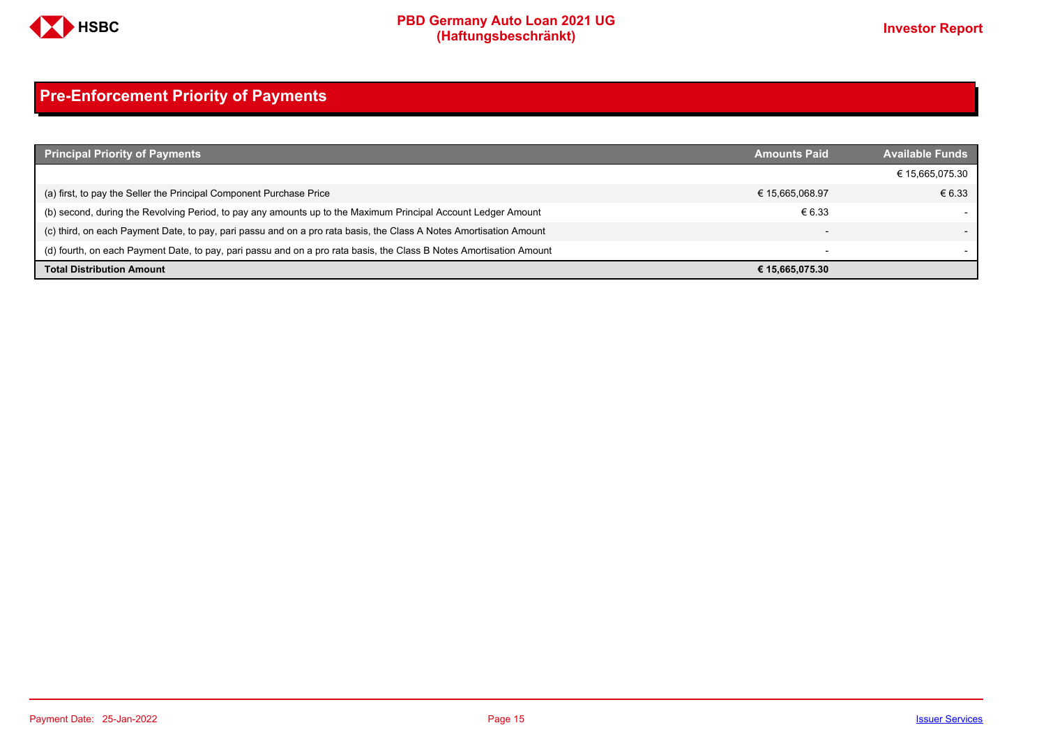## Pre-Enforcement Priority of Payments

| Principal Priority of Payments | Amounts Paid | Available Funds |
|---|---|---|
| | | € 15,665,075.30 |
| (a) first, to pay the Seller the Principal Component Purchase Price | € 15,665,068.97 | € 6.33 |
| (b) second, during the Revolving Period, to pay any amounts up to the Maximum Principal Account Ledger Amount | € 6.33 | - |
| (c) third, on each Payment Date, to pay, pari passu and on a pro rata basis, the Class A Notes Amortisation Amount | - | - |
| (d) fourth, on each Payment Date, to pay, pari passu and on a pro rata basis, the Class B Notes Amortisation Amount | - | - |
| **Total Distribution Amount** | **€ 15,665,075.30** | |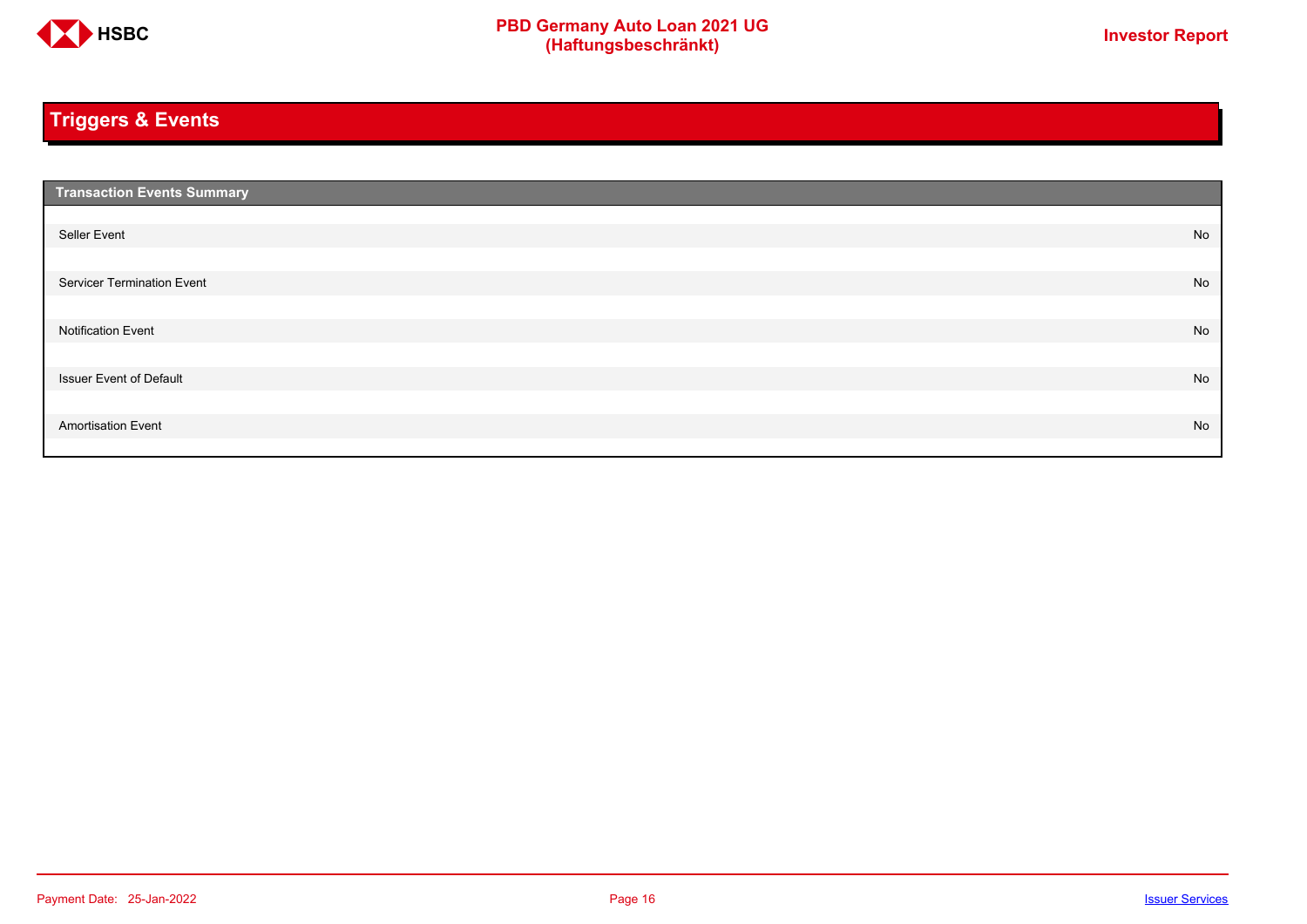## Triggers & Events

| Transaction Events Summary | |
|---|---|
| Seller Event | No |
| Servicer Termination Event | No |
| Notification Event | No |
| Issuer Event of Default | No |
| Amortisation Event | No |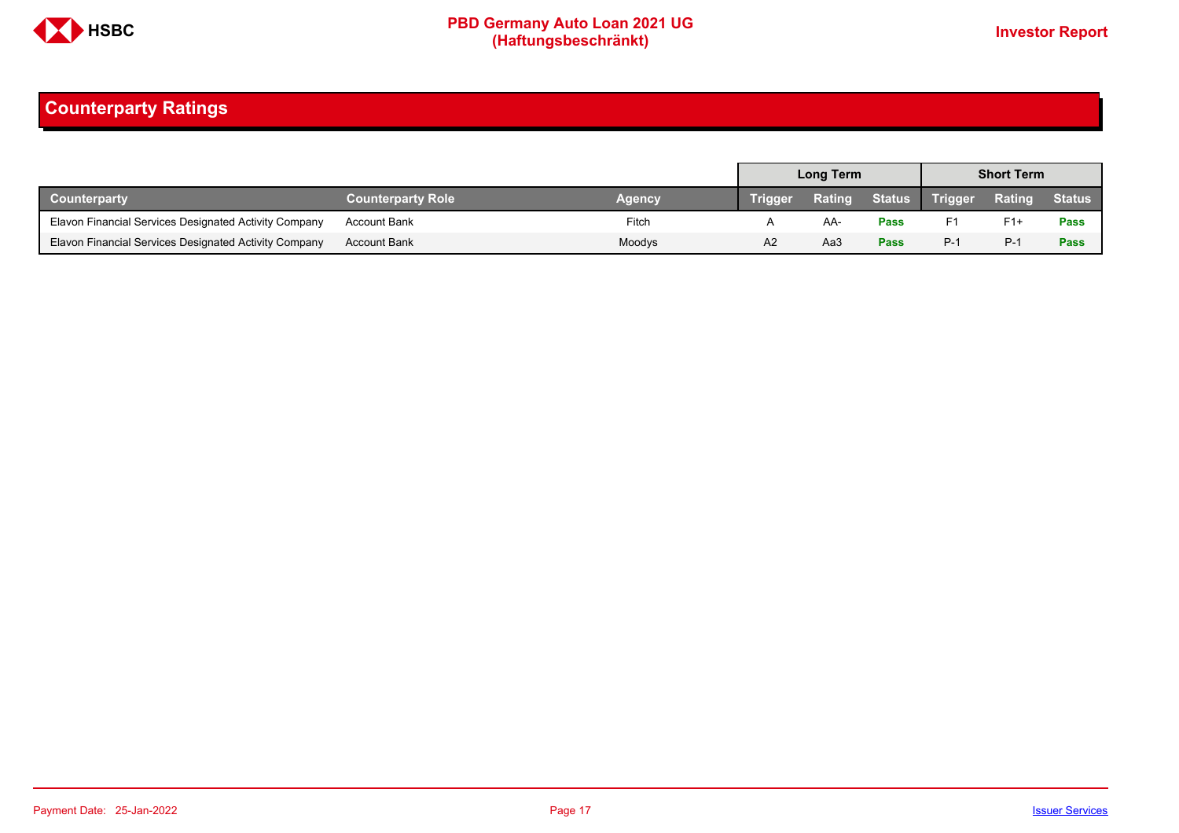## Counterparty Ratings

| | | | Long Term | | | Short Term | | |
|---|---|---|---|---|---|---|---|---|
| **Counterparty** | **Counterparty Role** | **Agency** | **Trigger** | **Rating** | **Status** | **Trigger** | **Rating** | **Status** |
| Elavon Financial Services Designated Activity Company | Account Bank | Fitch | A | AA- | **Pass** | F1 | F1+ | **Pass** |
| Elavon Financial Services Designated Activity Company | Account Bank | Moodys | A2 | Aa3 | **Pass** | P-1 | P-1 | **Pass** |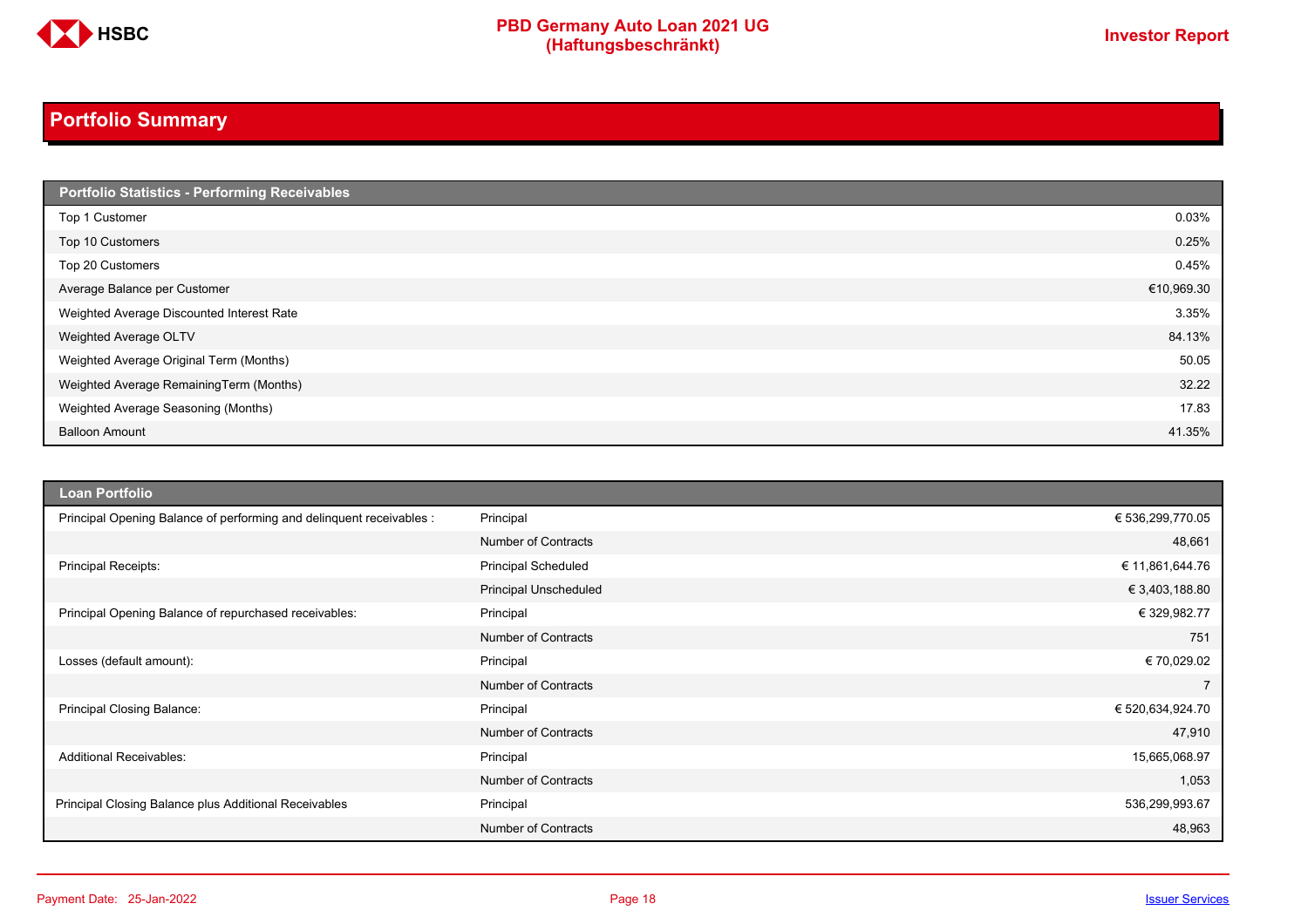## Portfolio Summary

| Portfolio Statistics - Performing Receivables | |
|---|---|
| Top 1 Customer | 0.03% |
| Top 10 Customers | 0.25% |
| Top 20 Customers | 0.45% |
| Average Balance per Customer | €10,969.30 |
| Weighted Average Discounted Interest Rate | 3.35% |
| Weighted Average OLTV | 84.13% |
| Weighted Average Original Term (Months) | 50.05 |
| Weighted Average RemainingTerm (Months) | 32.22 |
| Weighted Average Seasoning (Months) | 17.83 |
| Balloon Amount | 41.35% |

| Loan Portfolio | | |
|---|---|---|
| Principal Opening Balance of performing and delinquent receivables : | Principal | € 536,299,770.05 |
| | Number of Contracts | 48,661 |
| Principal Receipts: | Principal Scheduled | € 11,861,644.76 |
| | Principal Unscheduled | € 3,403,188.80 |
| Principal Opening Balance of repurchased receivables: | Principal | € 329,982.77 |
| | Number of Contracts | 751 |
| Losses (default amount): | Principal | € 70,029.02 |
| | Number of Contracts | 7 |
| Principal Closing Balance: | Principal | € 520,634,924.70 |
| | Number of Contracts | 47,910 |
| Additional Receivables: | Principal | 15,665,068.97 |
| | Number of Contracts | 1,053 |
| Principal Closing Balance plus Additional Receivables | Principal | 536,299,993.67 |
| | Number of Contracts | 48,963 |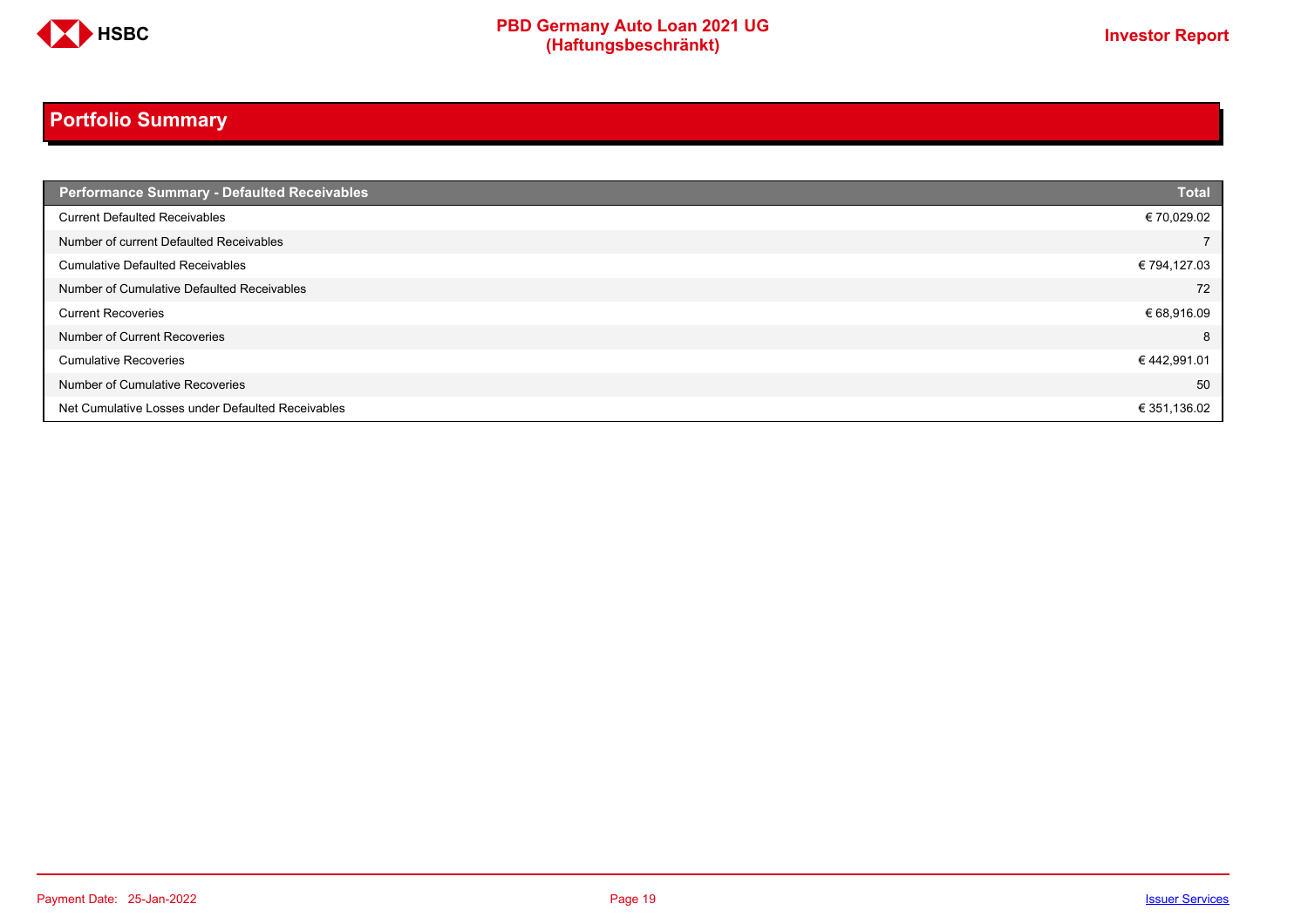## Portfolio Summary

| Performance Summary - Defaulted Receivables | Total |
|---|---|
| Current Defaulted Receivables | € 70,029.02 |
| Number of current Defaulted Receivables | 7 |
| Cumulative Defaulted Receivables | € 794,127.03 |
| Number of Cumulative Defaulted Receivables | 72 |
| Current Recoveries | € 68,916.09 |
| Number of Current Recoveries | 8 |
| Cumulative Recoveries | € 442,991.01 |
| Number of Cumulative Recoveries | 50 |
| Net Cumulative Losses under Defaulted Receivables | € 351,136.02 |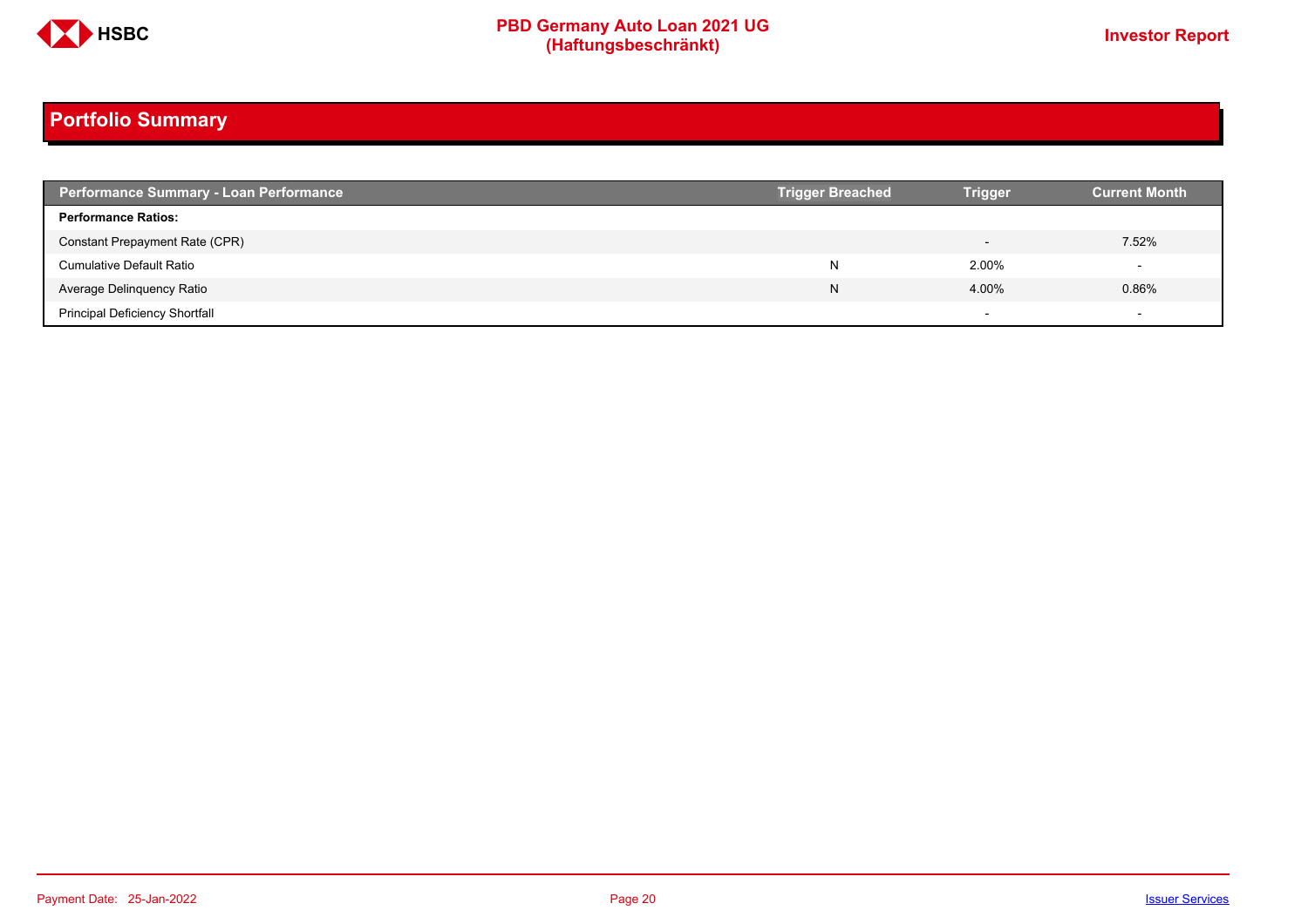## Portfolio Summary

| Performance Summary - Loan Performance | Trigger Breached | Trigger | Current Month |
|---|---|---|---|
| **Performance Ratios:** | | | |
| Constant Prepayment Rate (CPR) | | - | 7.52% |
| Cumulative Default Ratio | N | 2.00% | - |
| Average Delinquency Ratio | N | 4.00% | 0.86% |
| Principal Deficiency Shortfall | | - | - |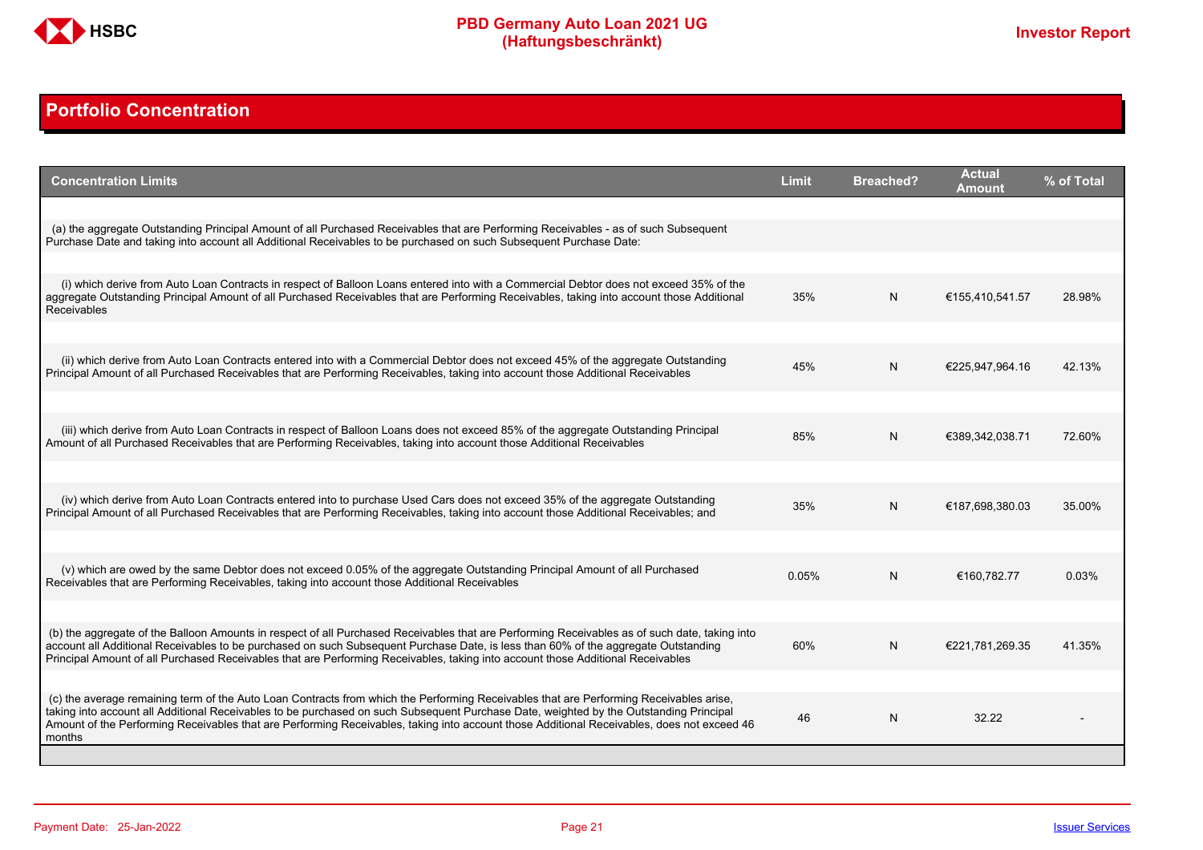## Portfolio Concentration

| Concentration Limits | Limit | Breached? | Actual Amount | % of Total |
|---|---|---|---|---|
| (a) the aggregate Outstanding Principal Amount of all Purchased Receivables that are Performing Receivables - as of such Subsequent Purchase Date and taking into account all Additional Receivables to be purchased on such Subsequent Purchase Date: | | | | |
| (i) which derive from Auto Loan Contracts in respect of Balloon Loans entered into with a Commercial Debtor does not exceed 35% of the aggregate Outstanding Principal Amount of all Purchased Receivables that are Performing Receivables, taking into account those Additional Receivables | 35% | N | €155,410,541.57 | 28.98% |
| (ii) which derive from Auto Loan Contracts entered into with a Commercial Debtor does not exceed 45% of the aggregate Outstanding Principal Amount of all Purchased Receivables that are Performing Receivables, taking into account those Additional Receivables | 45% | N | €225,947,964.16 | 42.13% |
| (iii) which derive from Auto Loan Contracts in respect of Balloon Loans does not exceed 85% of the aggregate Outstanding Principal Amount of all Purchased Receivables that are Performing Receivables, taking into account those Additional Receivables | 85% | N | €389,342,038.71 | 72.60% |
| (iv) which derive from Auto Loan Contracts entered into to purchase Used Cars does not exceed 35% of the aggregate Outstanding Principal Amount of all Purchased Receivables that are Performing Receivables, taking into account those Additional Receivables; and | 35% | N | €187,698,380.03 | 35.00% |
| (v) which are owed by the same Debtor does not exceed 0.05% of the aggregate Outstanding Principal Amount of all Purchased Receivables that are Performing Receivables, taking into account those Additional Receivables | 0.05% | N | €160,782.77 | 0.03% |
| (b) the aggregate of the Balloon Amounts in respect of all Purchased Receivables that are Performing Receivables as of such date, taking into account all Additional Receivables to be purchased on such Subsequent Purchase Date, is less than 60% of the aggregate Outstanding Principal Amount of all Purchased Receivables that are Performing Receivables, taking into account those Additional Receivables | 60% | N | €221,781,269.35 | 41.35% |
| (c) the average remaining term of the Auto Loan Contracts from which the Performing Receivables that are Performing Receivables arise, taking into account all Additional Receivables to be purchased on such Subsequent Purchase Date, weighted by the Outstanding Principal Amount of the Performing Receivables that are Performing Receivables, taking into account those Additional Receivables, does not exceed 46 months | 46 | N | 32.22 | - |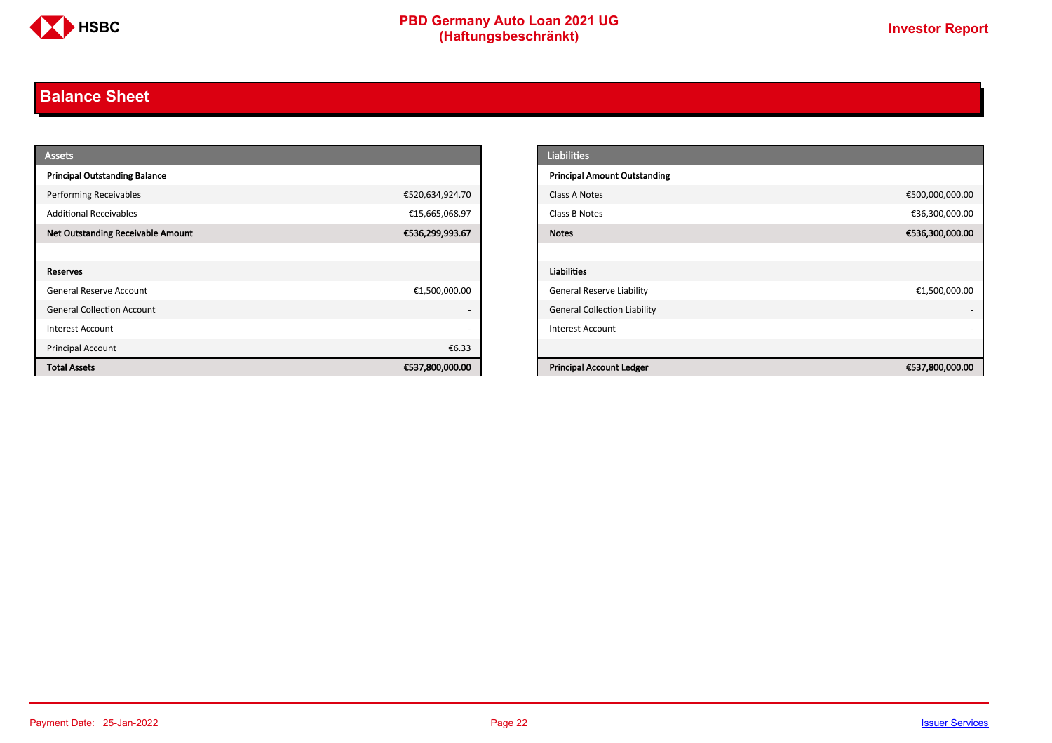# Balance Sheet

| Assets | |
|---|---|
| **Principal Outstanding Balance** | |
| Performing Receivables | €520,634,924.70 |
| Additional Receivables | €15,665,068.97 |
| **Net Outstanding Receivable Amount** | **€536,299,993.67** |
| | |
| **Reserves** | |
| General Reserve Account | €1,500,000.00 |
| General Collection Account | - |
| Interest Account | - |
| Principal Account | €6.33 |
| **Total Assets** | **€537,800,000.00** |

| Liabilities | |
|---|---|
| **Principal Amount Outstanding** | |
| Class A Notes | €500,000,000.00 |
| Class B Notes | €36,300,000.00 |
| **Notes** | **€536,300,000.00** |
| | |
| **Liabilities** | |
| General Reserve Liability | €1,500,000.00 |
| General Collection Liability | - |
| Interest Account | - |
| | |
| **Principal Account Ledger** | **€537,800,000.00** |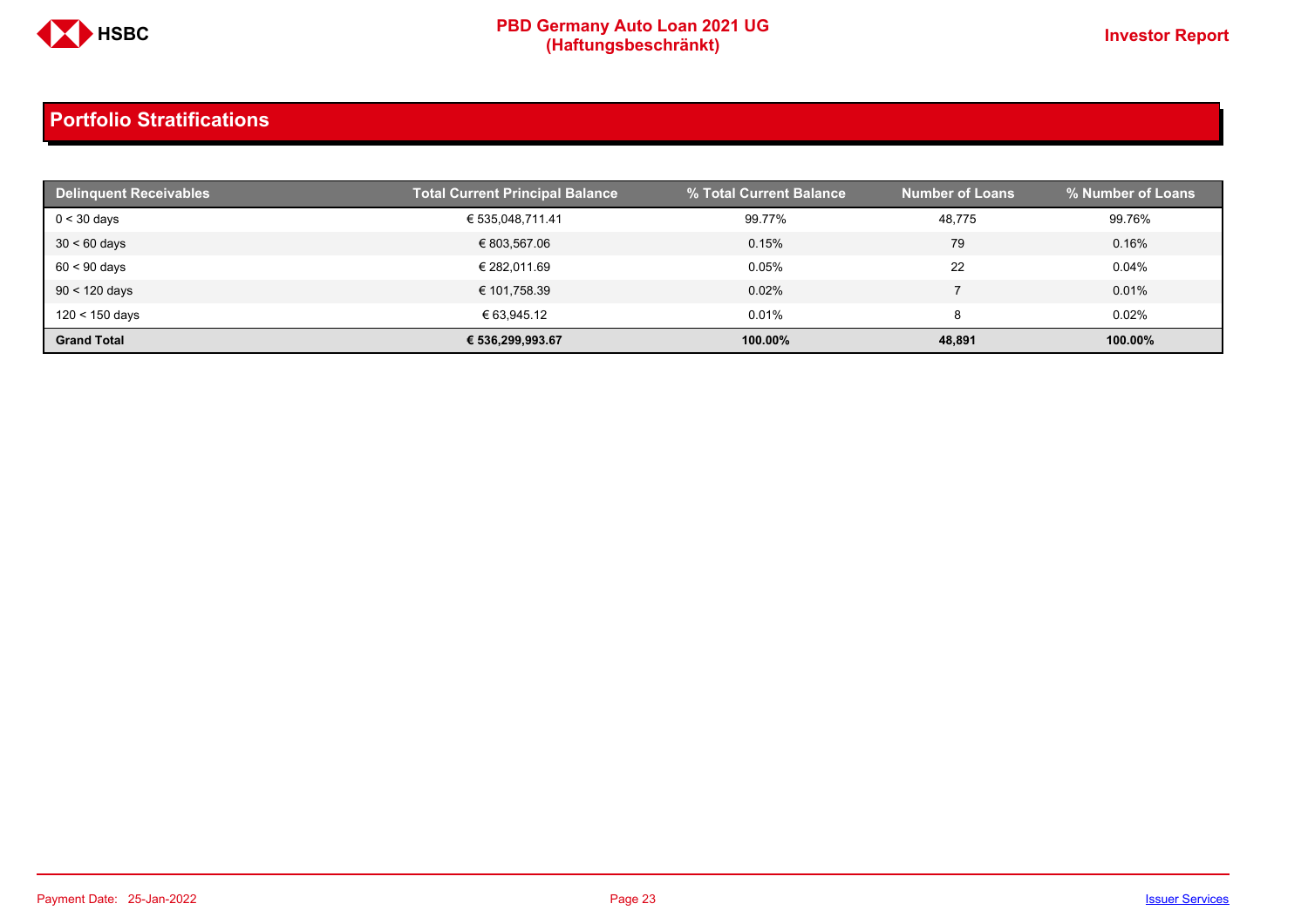# Portfolio Stratifications

| Delinquent Receivables | Total Current Principal Balance | % Total Current Balance | Number of Loans | % Number of Loans |
|---|---|---|---|---|
| 0 < 30 days | € 535,048,711.41 | 99.77% | 48,775 | 99.76% |
| 30 < 60 days | € 803,567.06 | 0.15% | 79 | 0.16% |
| 60 < 90 days | € 282,011.69 | 0.05% | 22 | 0.04% |
| 90 < 120 days | € 101,758.39 | 0.02% | 7 | 0.01% |
| 120 < 150 days | € 63,945.12 | 0.01% | 8 | 0.02% |
| **Grand Total** | **€ 536,299,993.67** | **100.00%** | **48,891** | **100.00%** |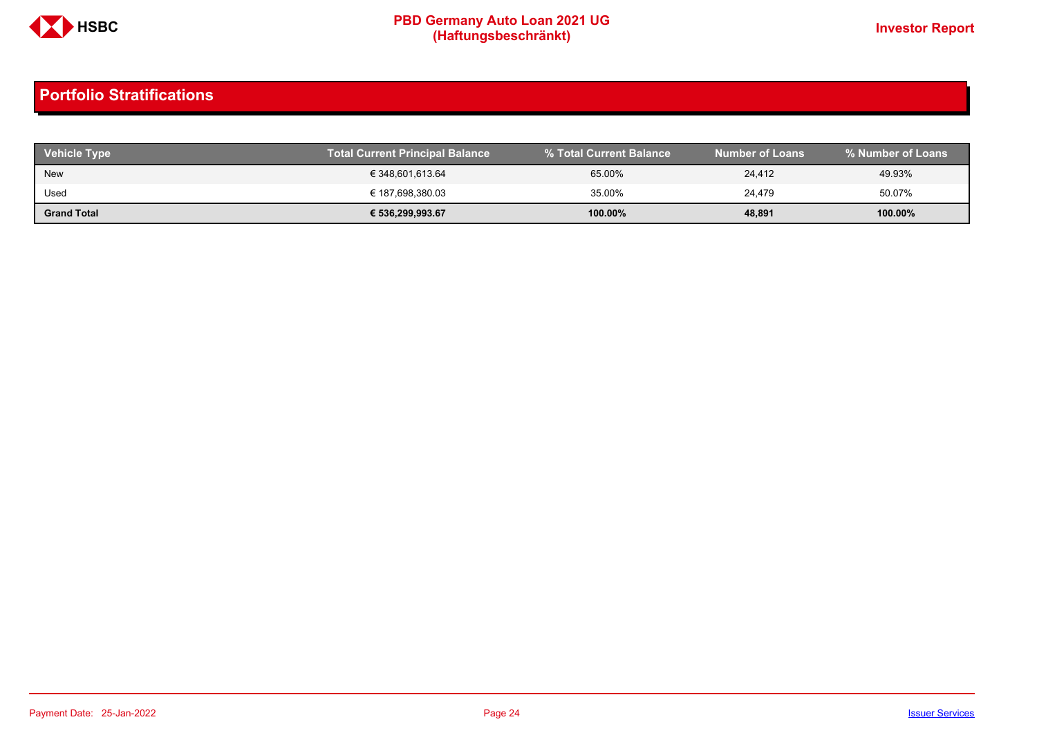## Portfolio Stratifications

| Vehicle Type | Total Current Principal Balance | % Total Current Balance | Number of Loans | % Number of Loans |
|---|---|---|---|---|
| New | € 348,601,613.64 | 65.00% | 24,412 | 49.93% |
| Used | € 187,698,380.03 | 35.00% | 24,479 | 50.07% |
| **Grand Total** | **€ 536,299,993.67** | **100.00%** | **48,891** | **100.00%** |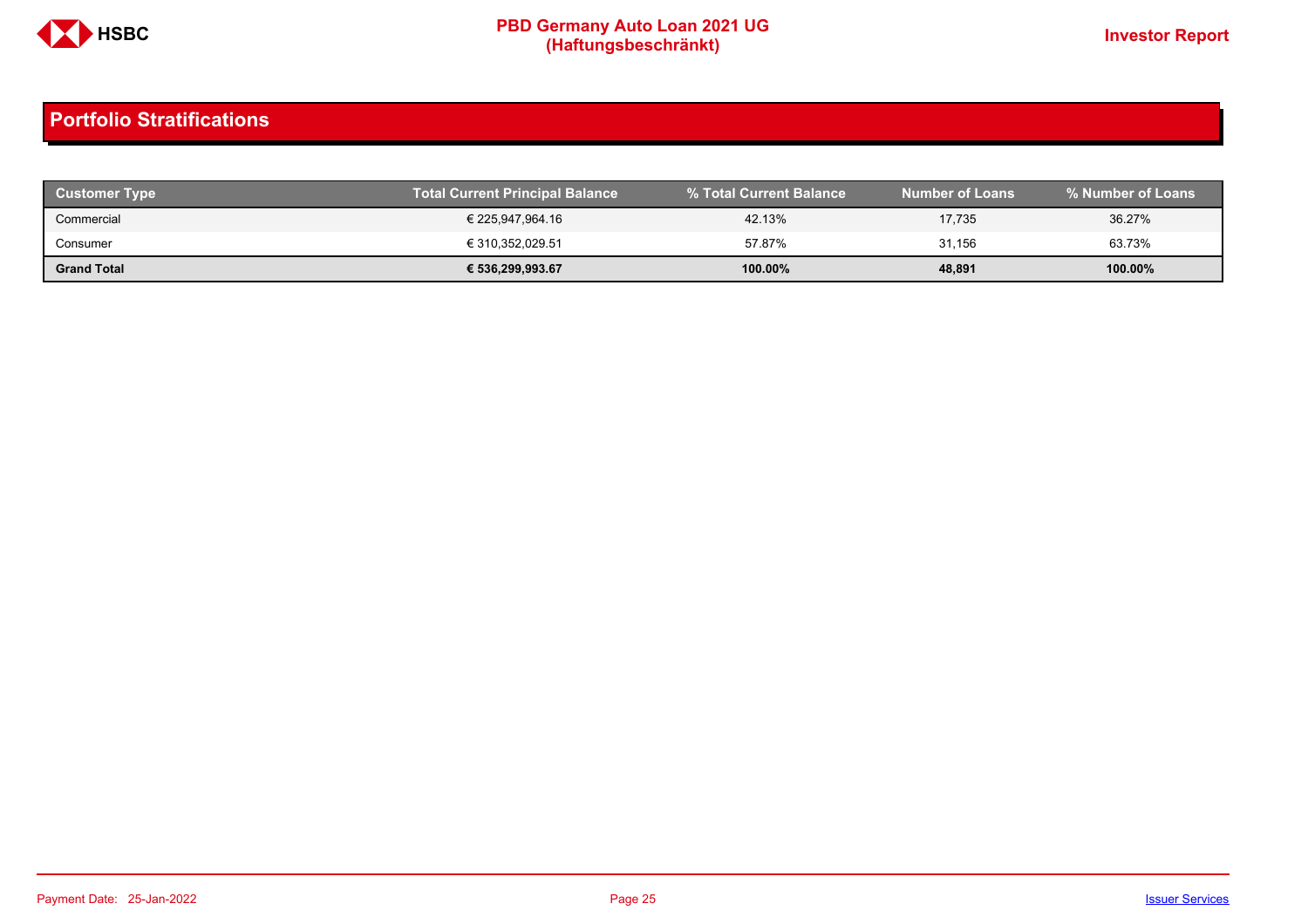## Portfolio Stratifications

| Customer Type | Total Current Principal Balance | % Total Current Balance | Number of Loans | % Number of Loans |
|---|---|---|---|---|
| Commercial | € 225,947,964.16 | 42.13% | 17,735 | 36.27% |
| Consumer | € 310,352,029.51 | 57.87% | 31,156 | 63.73% |
| **Grand Total** | **€ 536,299,993.67** | **100.00%** | **48,891** | **100.00%** |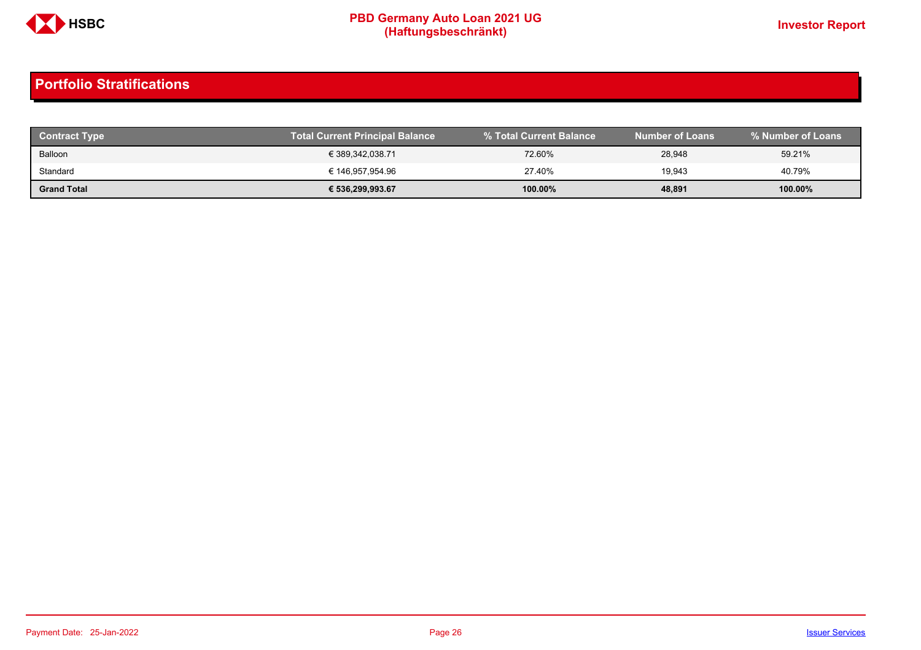## Portfolio Stratifications

| Contract Type | Total Current Principal Balance | % Total Current Balance | Number of Loans | % Number of Loans |
|---|---|---|---|---|
| Balloon | € 389,342,038.71 | 72.60% | 28,948 | 59.21% |
| Standard | € 146,957,954.96 | 27.40% | 19,943 | 40.79% |
| **Grand Total** | **€ 536,299,993.67** | **100.00%** | **48,891** | **100.00%** |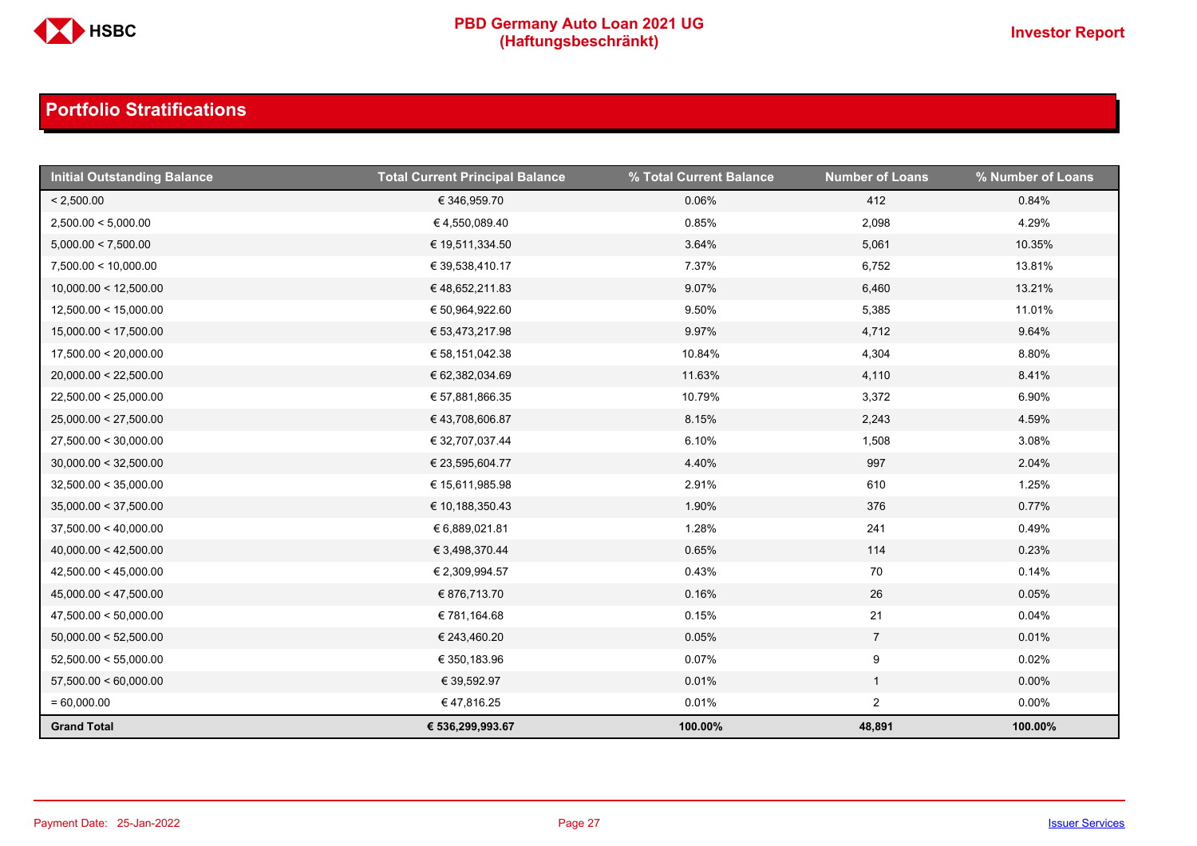# Portfolio Stratifications

| Initial Outstanding Balance | Total Current Principal Balance | % Total Current Balance | Number of Loans | % Number of Loans |
|---|---|---|---|---|
| < 2,500.00 | € 346,959.70 | 0.06% | 412 | 0.84% |
| 2,500.00 < 5,000.00 | € 4,550,089.40 | 0.85% | 2,098 | 4.29% |
| 5,000.00 < 7,500.00 | € 19,511,334.50 | 3.64% | 5,061 | 10.35% |
| 7,500.00 < 10,000.00 | € 39,538,410.17 | 7.37% | 6,752 | 13.81% |
| 10,000.00 < 12,500.00 | € 48,652,211.83 | 9.07% | 6,460 | 13.21% |
| 12,500.00 < 15,000.00 | € 50,964,922.60 | 9.50% | 5,385 | 11.01% |
| 15,000.00 < 17,500.00 | € 53,473,217.98 | 9.97% | 4,712 | 9.64% |
| 17,500.00 < 20,000.00 | € 58,151,042.38 | 10.84% | 4,304 | 8.80% |
| 20,000.00 < 22,500.00 | € 62,382,034.69 | 11.63% | 4,110 | 8.41% |
| 22,500.00 < 25,000.00 | € 57,881,866.35 | 10.79% | 3,372 | 6.90% |
| 25,000.00 < 27,500.00 | € 43,708,606.87 | 8.15% | 2,243 | 4.59% |
| 27,500.00 < 30,000.00 | € 32,707,037.44 | 6.10% | 1,508 | 3.08% |
| 30,000.00 < 32,500.00 | € 23,595,604.77 | 4.40% | 997 | 2.04% |
| 32,500.00 < 35,000.00 | € 15,611,985.98 | 2.91% | 610 | 1.25% |
| 35,000.00 < 37,500.00 | € 10,188,350.43 | 1.90% | 376 | 0.77% |
| 37,500.00 < 40,000.00 | € 6,889,021.81 | 1.28% | 241 | 0.49% |
| 40,000.00 < 42,500.00 | € 3,498,370.44 | 0.65% | 114 | 0.23% |
| 42,500.00 < 45,000.00 | € 2,309,994.57 | 0.43% | 70 | 0.14% |
| 45,000.00 < 47,500.00 | € 876,713.70 | 0.16% | 26 | 0.05% |
| 47,500.00 < 50,000.00 | € 781,164.68 | 0.15% | 21 | 0.04% |
| 50,000.00 < 52,500.00 | € 243,460.20 | 0.05% | 7 | 0.01% |
| 52,500.00 < 55,000.00 | € 350,183.96 | 0.07% | 9 | 0.02% |
| 57,500.00 < 60,000.00 | € 39,592.97 | 0.01% | 1 | 0.00% |
| = 60,000.00 | € 47,816.25 | 0.01% | 2 | 0.00% |
| **Grand Total** | **€ 536,299,993.67** | **100.00%** | **48,891** | **100.00%** |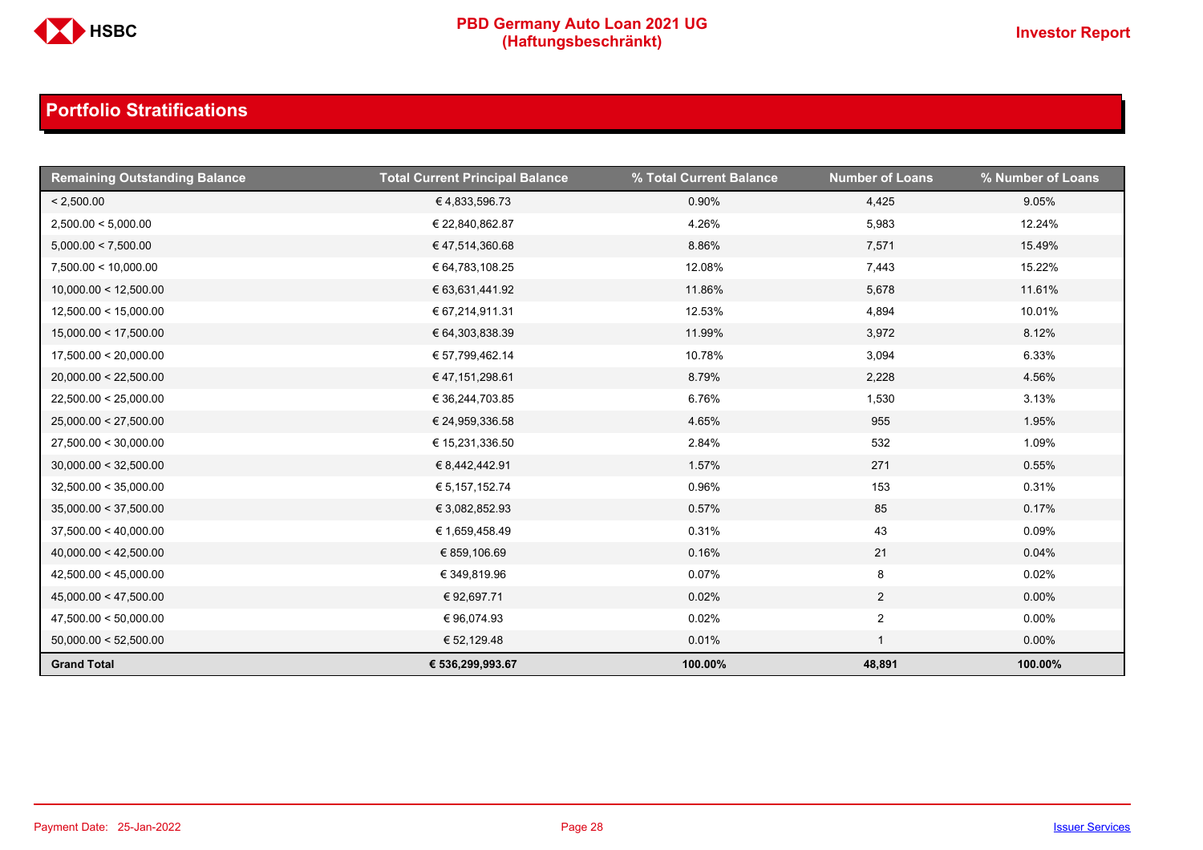## Portfolio Stratifications

| Remaining Outstanding Balance | Total Current Principal Balance | % Total Current Balance | Number of Loans | % Number of Loans |
|---|---|---|---|---|
| < 2,500.00 | € 4,833,596.73 | 0.90% | 4,425 | 9.05% |
| 2,500.00 < 5,000.00 | € 22,840,862.87 | 4.26% | 5,983 | 12.24% |
| 5,000.00 < 7,500.00 | € 47,514,360.68 | 8.86% | 7,571 | 15.49% |
| 7,500.00 < 10,000.00 | € 64,783,108.25 | 12.08% | 7,443 | 15.22% |
| 10,000.00 < 12,500.00 | € 63,631,441.92 | 11.86% | 5,678 | 11.61% |
| 12,500.00 < 15,000.00 | € 67,214,911.31 | 12.53% | 4,894 | 10.01% |
| 15,000.00 < 17,500.00 | € 64,303,838.39 | 11.99% | 3,972 | 8.12% |
| 17,500.00 < 20,000.00 | € 57,799,462.14 | 10.78% | 3,094 | 6.33% |
| 20,000.00 < 22,500.00 | € 47,151,298.61 | 8.79% | 2,228 | 4.56% |
| 22,500.00 < 25,000.00 | € 36,244,703.85 | 6.76% | 1,530 | 3.13% |
| 25,000.00 < 27,500.00 | € 24,959,336.58 | 4.65% | 955 | 1.95% |
| 27,500.00 < 30,000.00 | € 15,231,336.50 | 2.84% | 532 | 1.09% |
| 30,000.00 < 32,500.00 | € 8,442,442.91 | 1.57% | 271 | 0.55% |
| 32,500.00 < 35,000.00 | € 5,157,152.74 | 0.96% | 153 | 0.31% |
| 35,000.00 < 37,500.00 | € 3,082,852.93 | 0.57% | 85 | 0.17% |
| 37,500.00 < 40,000.00 | € 1,659,458.49 | 0.31% | 43 | 0.09% |
| 40,000.00 < 42,500.00 | € 859,106.69 | 0.16% | 21 | 0.04% |
| 42,500.00 < 45,000.00 | € 349,819.96 | 0.07% | 8 | 0.02% |
| 45,000.00 < 47,500.00 | € 92,697.71 | 0.02% | 2 | 0.00% |
| 47,500.00 < 50,000.00 | € 96,074.93 | 0.02% | 2 | 0.00% |
| 50,000.00 < 52,500.00 | € 52,129.48 | 0.01% | 1 | 0.00% |
| **Grand Total** | **€ 536,299,993.67** | **100.00%** | **48,891** | **100.00%** |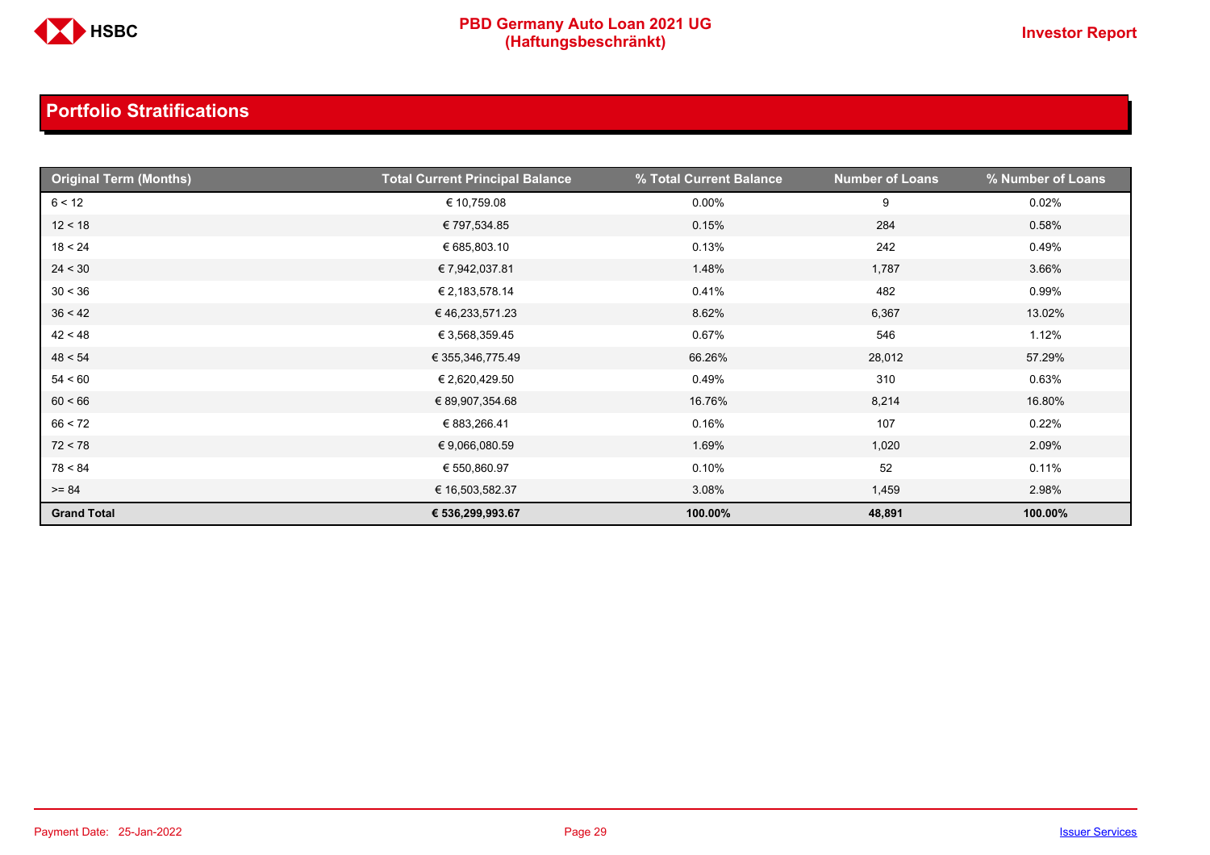## Portfolio Stratifications

| Original Term (Months) | Total Current Principal Balance | % Total Current Balance | Number of Loans | % Number of Loans |
|---|---|---|---|---|
| 6 < 12 | € 10,759.08 | 0.00% | 9 | 0.02% |
| 12 < 18 | € 797,534.85 | 0.15% | 284 | 0.58% |
| 18 < 24 | € 685,803.10 | 0.13% | 242 | 0.49% |
| 24 < 30 | € 7,942,037.81 | 1.48% | 1,787 | 3.66% |
| 30 < 36 | € 2,183,578.14 | 0.41% | 482 | 0.99% |
| 36 < 42 | € 46,233,571.23 | 8.62% | 6,367 | 13.02% |
| 42 < 48 | € 3,568,359.45 | 0.67% | 546 | 1.12% |
| 48 < 54 | € 355,346,775.49 | 66.26% | 28,012 | 57.29% |
| 54 < 60 | € 2,620,429.50 | 0.49% | 310 | 0.63% |
| 60 < 66 | € 89,907,354.68 | 16.76% | 8,214 | 16.80% |
| 66 < 72 | € 883,266.41 | 0.16% | 107 | 0.22% |
| 72 < 78 | € 9,066,080.59 | 1.69% | 1,020 | 2.09% |
| 78 < 84 | € 550,860.97 | 0.10% | 52 | 0.11% |
| >= 84 | € 16,503,582.37 | 3.08% | 1,459 | 2.98% |
| **Grand Total** | **€ 536,299,993.67** | **100.00%** | **48,891** | **100.00%** |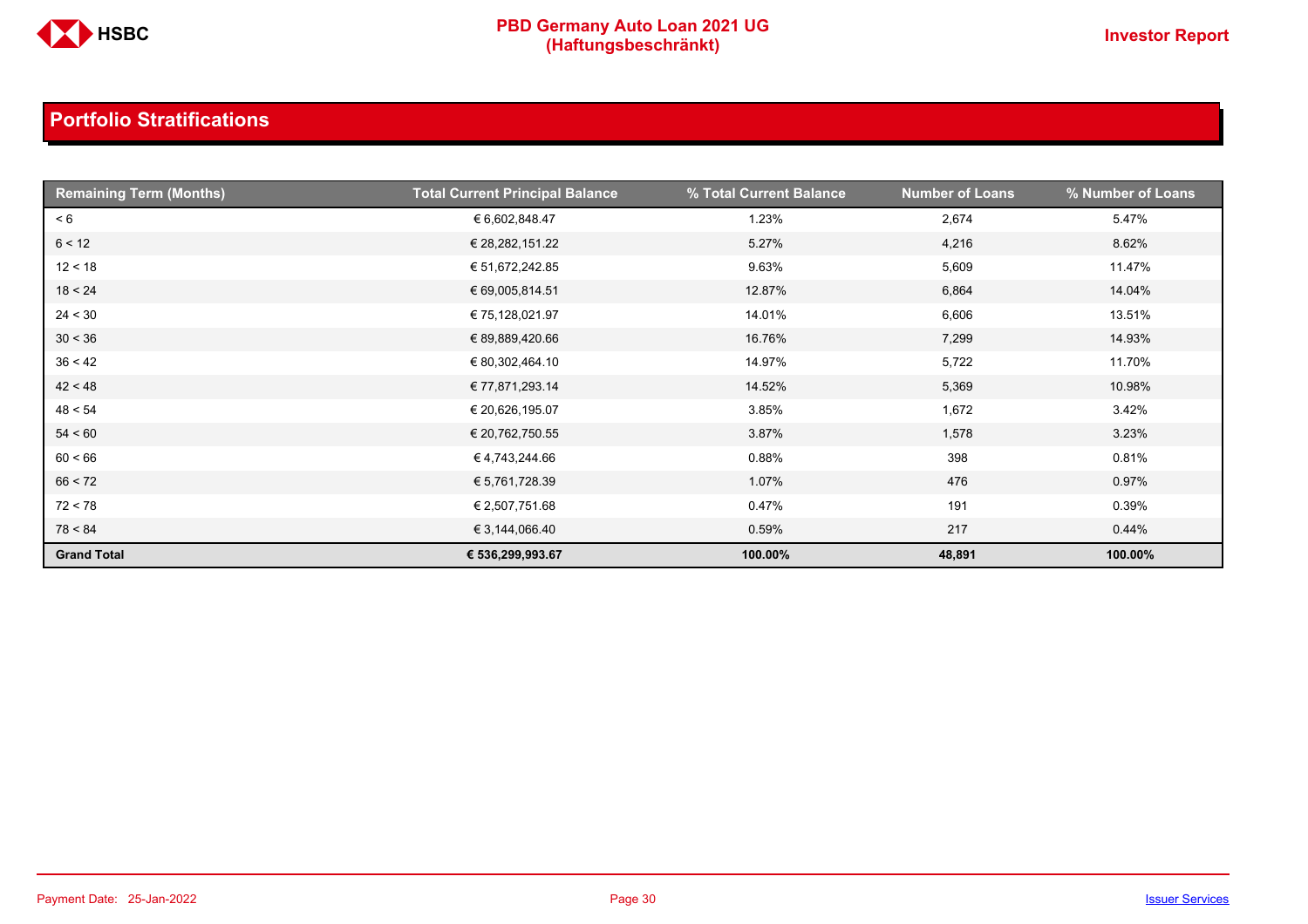## Portfolio Stratifications

| Remaining Term (Months) | Total Current Principal Balance | % Total Current Balance | Number of Loans | % Number of Loans |
|---|---|---|---|---|
| < 6 | € 6,602,848.47 | 1.23% | 2,674 | 5.47% |
| 6 < 12 | € 28,282,151.22 | 5.27% | 4,216 | 8.62% |
| 12 < 18 | € 51,672,242.85 | 9.63% | 5,609 | 11.47% |
| 18 < 24 | € 69,005,814.51 | 12.87% | 6,864 | 14.04% |
| 24 < 30 | € 75,128,021.97 | 14.01% | 6,606 | 13.51% |
| 30 < 36 | € 89,889,420.66 | 16.76% | 7,299 | 14.93% |
| 36 < 42 | € 80,302,464.10 | 14.97% | 5,722 | 11.70% |
| 42 < 48 | € 77,871,293.14 | 14.52% | 5,369 | 10.98% |
| 48 < 54 | € 20,626,195.07 | 3.85% | 1,672 | 3.42% |
| 54 < 60 | € 20,762,750.55 | 3.87% | 1,578 | 3.23% |
| 60 < 66 | € 4,743,244.66 | 0.88% | 398 | 0.81% |
| 66 < 72 | € 5,761,728.39 | 1.07% | 476 | 0.97% |
| 72 < 78 | € 2,507,751.68 | 0.47% | 191 | 0.39% |
| 78 < 84 | € 3,144,066.40 | 0.59% | 217 | 0.44% |
| **Grand Total** | **€ 536,299,993.67** | **100.00%** | **48,891** | **100.00%** |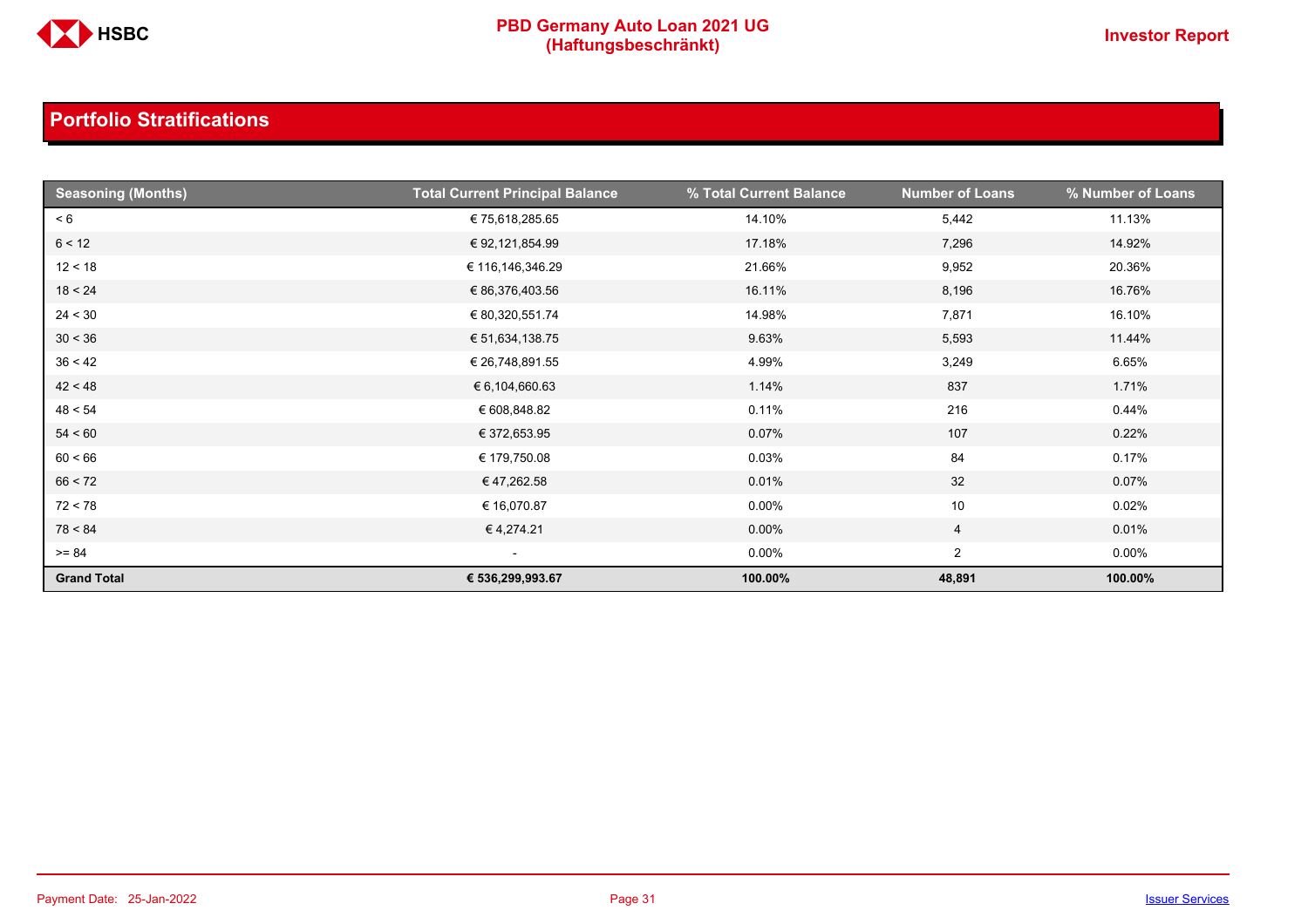## Portfolio Stratifications

| Seasoning (Months) | Total Current Principal Balance | % Total Current Balance | Number of Loans | % Number of Loans |
|---|---|---|---|---|
| < 6 | € 75,618,285.65 | 14.10% | 5,442 | 11.13% |
| 6 < 12 | € 92,121,854.99 | 17.18% | 7,296 | 14.92% |
| 12 < 18 | € 116,146,346.29 | 21.66% | 9,952 | 20.36% |
| 18 < 24 | € 86,376,403.56 | 16.11% | 8,196 | 16.76% |
| 24 < 30 | € 80,320,551.74 | 14.98% | 7,871 | 16.10% |
| 30 < 36 | € 51,634,138.75 | 9.63% | 5,593 | 11.44% |
| 36 < 42 | € 26,748,891.55 | 4.99% | 3,249 | 6.65% |
| 42 < 48 | € 6,104,660.63 | 1.14% | 837 | 1.71% |
| 48 < 54 | € 608,848.82 | 0.11% | 216 | 0.44% |
| 54 < 60 | € 372,653.95 | 0.07% | 107 | 0.22% |
| 60 < 66 | € 179,750.08 | 0.03% | 84 | 0.17% |
| 66 < 72 | € 47,262.58 | 0.01% | 32 | 0.07% |
| 72 < 78 | € 16,070.87 | 0.00% | 10 | 0.02% |
| 78 < 84 | € 4,274.21 | 0.00% | 4 | 0.01% |
| >= 84 | - | 0.00% | 2 | 0.00% |
| **Grand Total** | **€ 536,299,993.67** | **100.00%** | **48,891** | **100.00%** |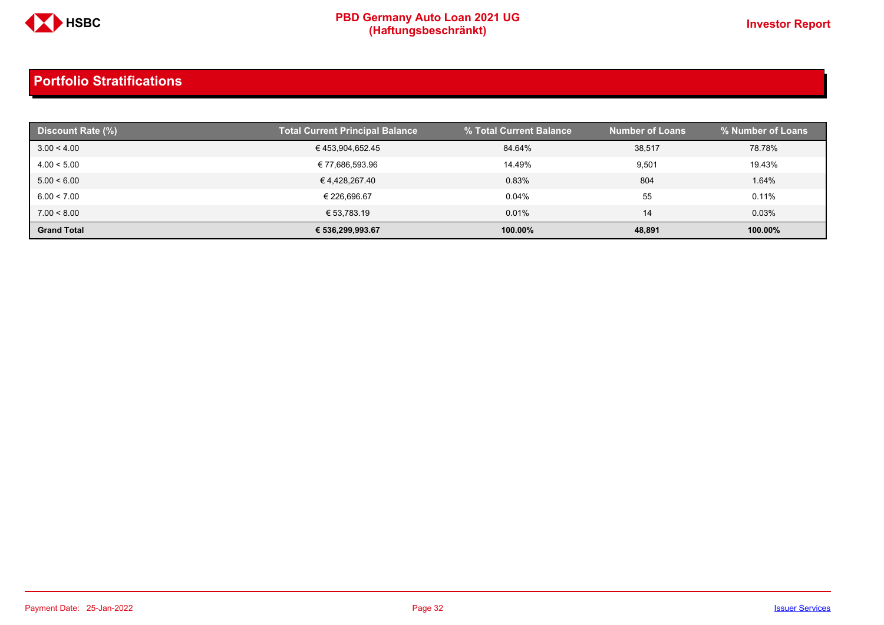## Portfolio Stratifications

| Discount Rate (%) | Total Current Principal Balance | % Total Current Balance | Number of Loans | % Number of Loans |
|---|---|---|---|---|
| 3.00 < 4.00 | € 453,904,652.45 | 84.64% | 38,517 | 78.78% |
| 4.00 < 5.00 | € 77,686,593.96 | 14.49% | 9,501 | 19.43% |
| 5.00 < 6.00 | € 4,428,267.40 | 0.83% | 804 | 1.64% |
| 6.00 < 7.00 | € 226,696.67 | 0.04% | 55 | 0.11% |
| 7.00 < 8.00 | € 53,783.19 | 0.01% | 14 | 0.03% |
| **Grand Total** | **€ 536,299,993.67** | **100.00%** | **48,891** | **100.00%** |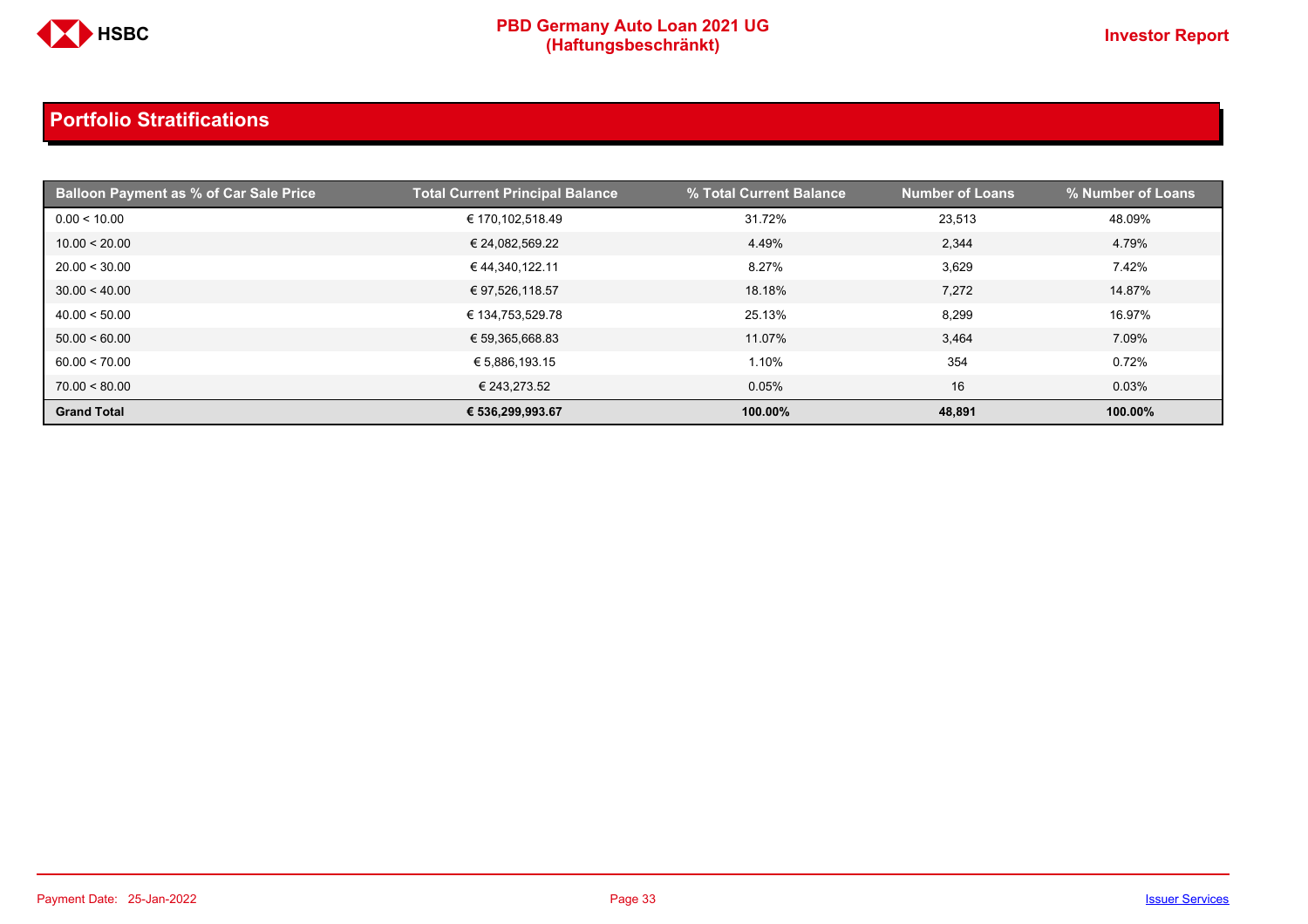## Portfolio Stratifications

| Balloon Payment as % of Car Sale Price | Total Current Principal Balance | % Total Current Balance | Number of Loans | % Number of Loans |
|---|---|---|---|---|
| 0.00 < 10.00 | € 170,102,518.49 | 31.72% | 23,513 | 48.09% |
| 10.00 < 20.00 | € 24,082,569.22 | 4.49% | 2,344 | 4.79% |
| 20.00 < 30.00 | € 44,340,122.11 | 8.27% | 3,629 | 7.42% |
| 30.00 < 40.00 | € 97,526,118.57 | 18.18% | 7,272 | 14.87% |
| 40.00 < 50.00 | € 134,753,529.78 | 25.13% | 8,299 | 16.97% |
| 50.00 < 60.00 | € 59,365,668.83 | 11.07% | 3,464 | 7.09% |
| 60.00 < 70.00 | € 5,886,193.15 | 1.10% | 354 | 0.72% |
| 70.00 < 80.00 | € 243,273.52 | 0.05% | 16 | 0.03% |
| **Grand Total** | **€ 536,299,993.67** | **100.00%** | **48,891** | **100.00%** |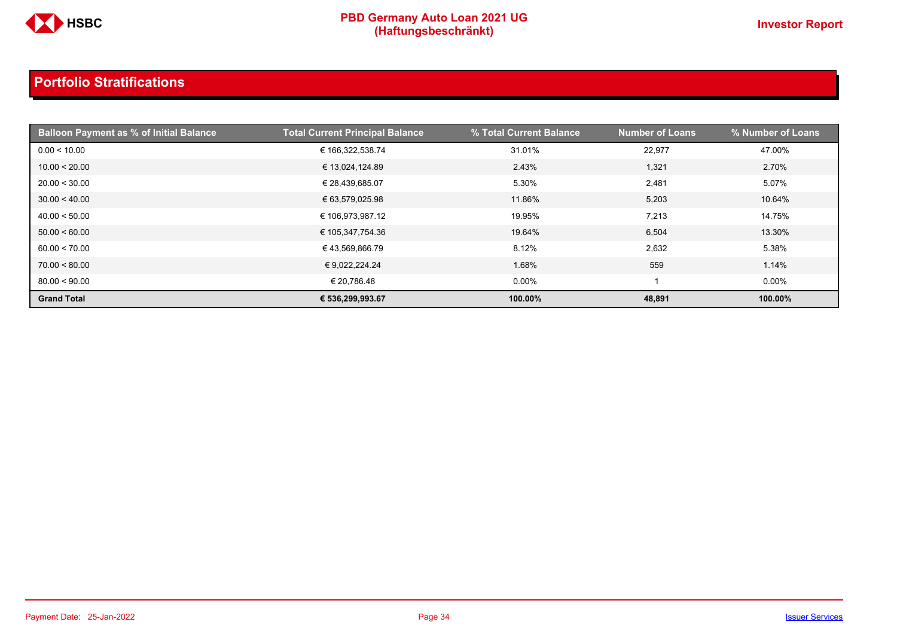## Portfolio Stratifications

| Balloon Payment as % of Initial Balance | Total Current Principal Balance | % Total Current Balance | Number of Loans | % Number of Loans |
|---|---|---|---|---|
| 0.00 < 10.00 | € 166,322,538.74 | 31.01% | 22,977 | 47.00% |
| 10.00 < 20.00 | € 13,024,124.89 | 2.43% | 1,321 | 2.70% |
| 20.00 < 30.00 | € 28,439,685.07 | 5.30% | 2,481 | 5.07% |
| 30.00 < 40.00 | € 63,579,025.98 | 11.86% | 5,203 | 10.64% |
| 40.00 < 50.00 | € 106,973,987.12 | 19.95% | 7,213 | 14.75% |
| 50.00 < 60.00 | € 105,347,754.36 | 19.64% | 6,504 | 13.30% |
| 60.00 < 70.00 | € 43,569,866.79 | 8.12% | 2,632 | 5.38% |
| 70.00 < 80.00 | € 9,022,224.24 | 1.68% | 559 | 1.14% |
| 80.00 < 90.00 | € 20,786.48 | 0.00% | 1 | 0.00% |
| **Grand Total** | **€ 536,299,993.67** | **100.00%** | **48,891** | **100.00%** |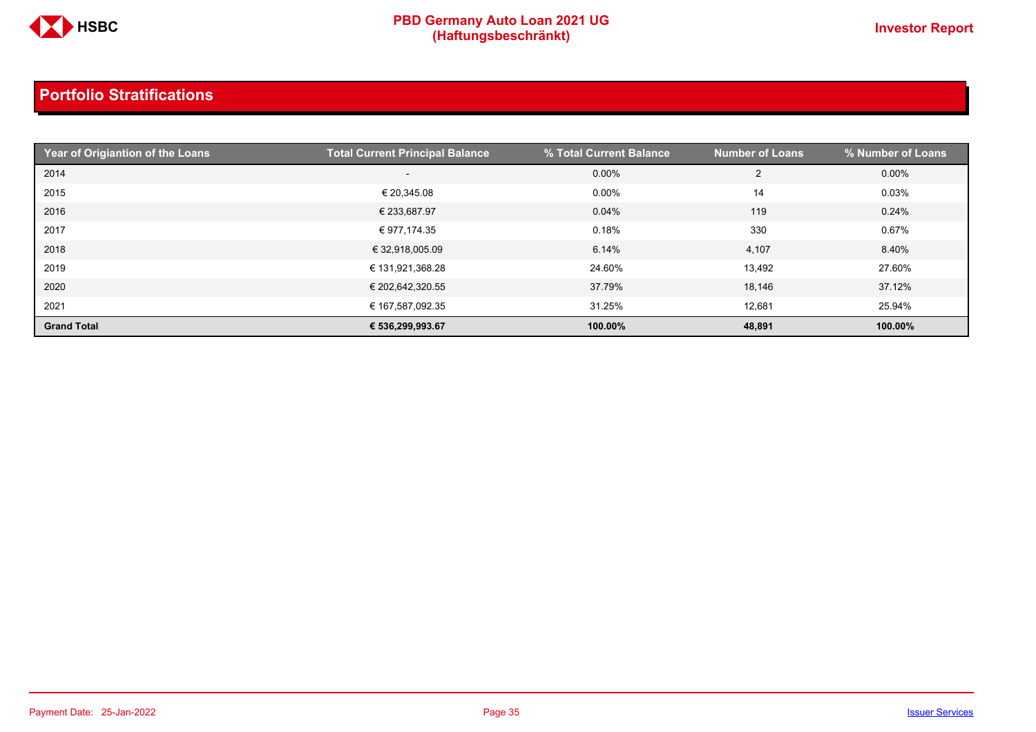## Portfolio Stratifications

| Year of Origiantion of the Loans | Total Current Principal Balance | % Total Current Balance | Number of Loans | % Number of Loans |
|---|---|---|---|---|
| 2014 | - | 0.00% | 2 | 0.00% |
| 2015 | € 20,345.08 | 0.00% | 14 | 0.03% |
| 2016 | € 233,687.97 | 0.04% | 119 | 0.24% |
| 2017 | € 977,174.35 | 0.18% | 330 | 0.67% |
| 2018 | € 32,918,005.09 | 6.14% | 4,107 | 8.40% |
| 2019 | € 131,921,368.28 | 24.60% | 13,492 | 27.60% |
| 2020 | € 202,642,320.55 | 37.79% | 18,146 | 37.12% |
| 2021 | € 167,587,092.35 | 31.25% | 12,681 | 25.94% |
| **Grand Total** | **€ 536,299,993.67** | **100.00%** | **48,891** | **100.00%** |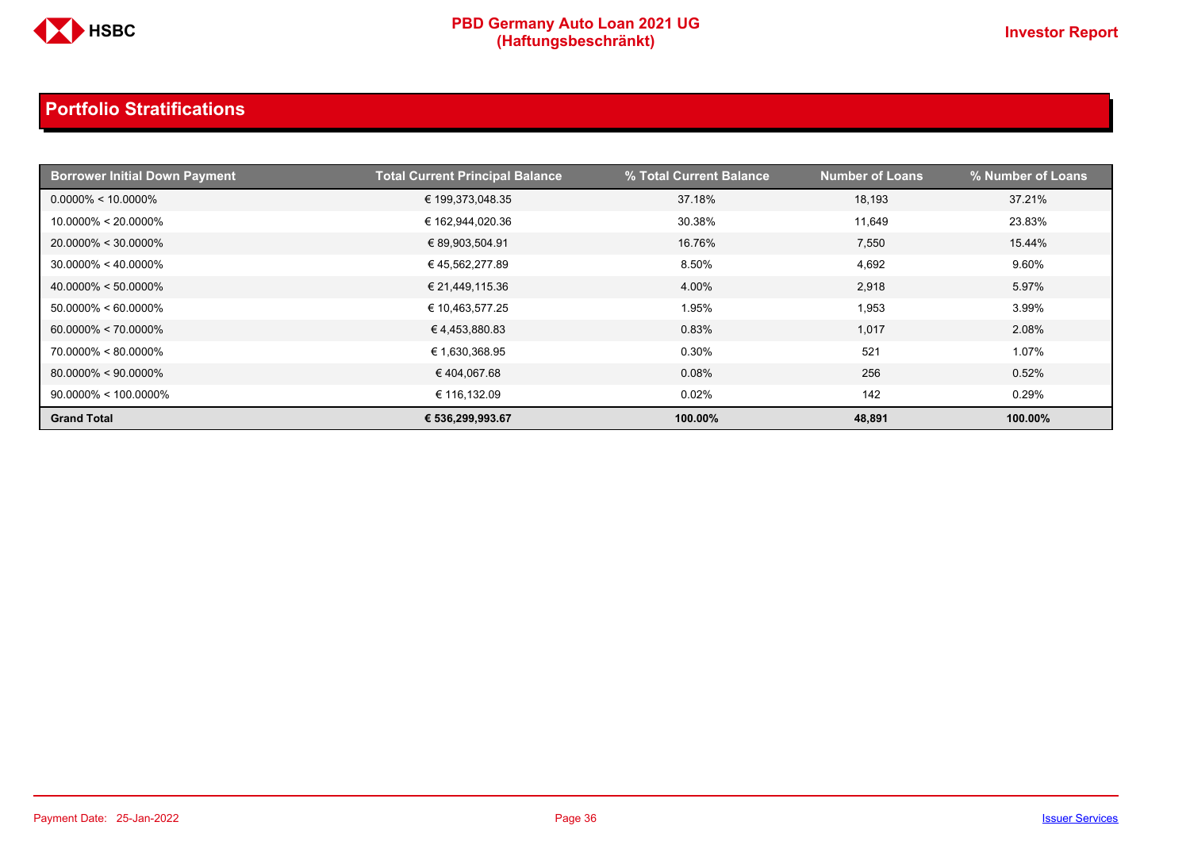## Portfolio Stratifications

| Borrower Initial Down Payment | Total Current Principal Balance | % Total Current Balance | Number of Loans | % Number of Loans |
|---|---|---|---|---|
| 0.0000% < 10.0000% | € 199,373,048.35 | 37.18% | 18,193 | 37.21% |
| 10.0000% < 20.0000% | € 162,944,020.36 | 30.38% | 11,649 | 23.83% |
| 20.0000% < 30.0000% | € 89,903,504.91 | 16.76% | 7,550 | 15.44% |
| 30.0000% < 40.0000% | € 45,562,277.89 | 8.50% | 4,692 | 9.60% |
| 40.0000% < 50.0000% | € 21,449,115.36 | 4.00% | 2,918 | 5.97% |
| 50.0000% < 60.0000% | € 10,463,577.25 | 1.95% | 1,953 | 3.99% |
| 60.0000% < 70.0000% | € 4,453,880.83 | 0.83% | 1,017 | 2.08% |
| 70.0000% < 80.0000% | € 1,630,368.95 | 0.30% | 521 | 1.07% |
| 80.0000% < 90.0000% | € 404,067.68 | 0.08% | 256 | 0.52% |
| 90.0000% < 100.0000% | € 116,132.09 | 0.02% | 142 | 0.29% |
| **Grand Total** | **€ 536,299,993.67** | **100.00%** | **48,891** | **100.00%** |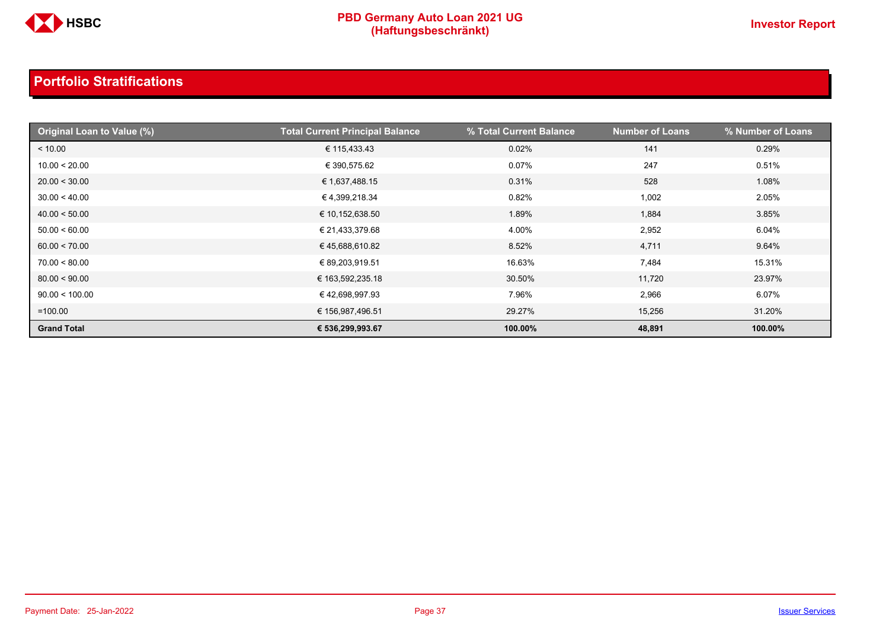## Portfolio Stratifications

| Original Loan to Value (%) | Total Current Principal Balance | % Total Current Balance | Number of Loans | % Number of Loans |
|---|---|---|---|---|
| < 10.00 | € 115,433.43 | 0.02% | 141 | 0.29% |
| 10.00 < 20.00 | € 390,575.62 | 0.07% | 247 | 0.51% |
| 20.00 < 30.00 | € 1,637,488.15 | 0.31% | 528 | 1.08% |
| 30.00 < 40.00 | € 4,399,218.34 | 0.82% | 1,002 | 2.05% |
| 40.00 < 50.00 | € 10,152,638.50 | 1.89% | 1,884 | 3.85% |
| 50.00 < 60.00 | € 21,433,379.68 | 4.00% | 2,952 | 6.04% |
| 60.00 < 70.00 | € 45,688,610.82 | 8.52% | 4,711 | 9.64% |
| 70.00 < 80.00 | € 89,203,919.51 | 16.63% | 7,484 | 15.31% |
| 80.00 < 90.00 | € 163,592,235.18 | 30.50% | 11,720 | 23.97% |
| 90.00 < 100.00 | € 42,698,997.93 | 7.96% | 2,966 | 6.07% |
| =100.00 | € 156,987,496.51 | 29.27% | 15,256 | 31.20% |
| **Grand Total** | **€ 536,299,993.67** | **100.00%** | **48,891** | **100.00%** |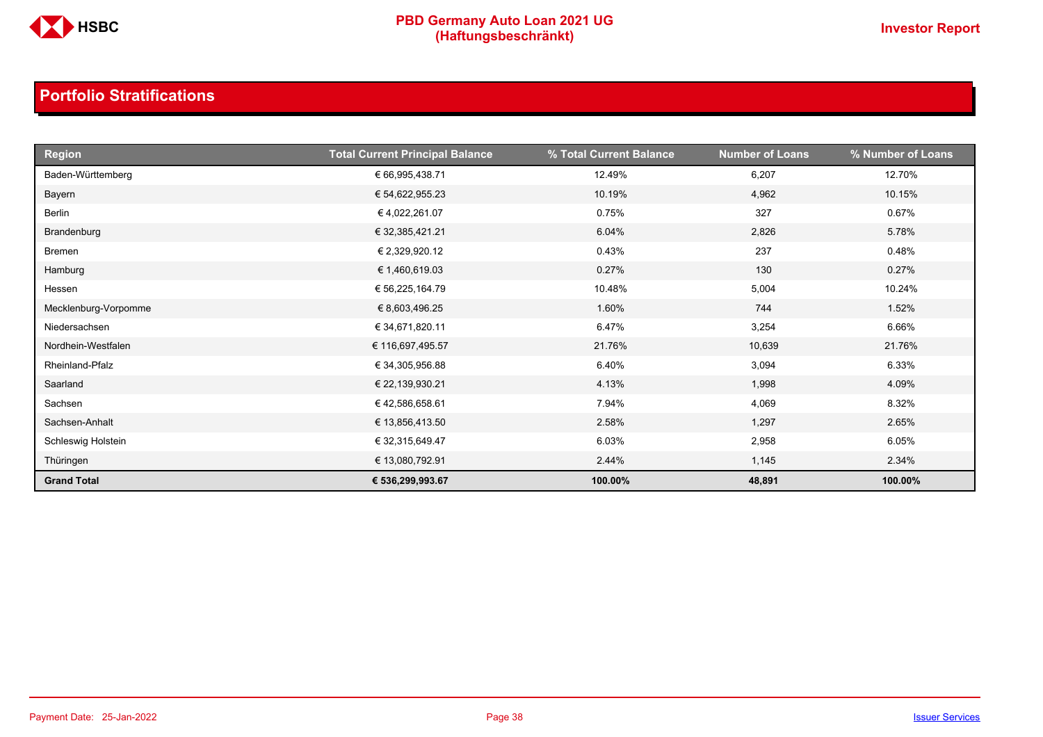# Portfolio Stratifications

| Region | Total Current Principal Balance | % Total Current Balance | Number of Loans | % Number of Loans |
|---|---|---|---|---|
| Baden-Württemberg | € 66,995,438.71 | 12.49% | 6,207 | 12.70% |
| Bayern | € 54,622,955.23 | 10.19% | 4,962 | 10.15% |
| Berlin | € 4,022,261.07 | 0.75% | 327 | 0.67% |
| Brandenburg | € 32,385,421.21 | 6.04% | 2,826 | 5.78% |
| Bremen | € 2,329,920.12 | 0.43% | 237 | 0.48% |
| Hamburg | € 1,460,619.03 | 0.27% | 130 | 0.27% |
| Hessen | € 56,225,164.79 | 10.48% | 5,004 | 10.24% |
| Mecklenburg-Vorpomme | € 8,603,496.25 | 1.60% | 744 | 1.52% |
| Niedersachsen | € 34,671,820.11 | 6.47% | 3,254 | 6.66% |
| Nordhein-Westfalen | € 116,697,495.57 | 21.76% | 10,639 | 21.76% |
| Rheinland-Pfalz | € 34,305,956.88 | 6.40% | 3,094 | 6.33% |
| Saarland | € 22,139,930.21 | 4.13% | 1,998 | 4.09% |
| Sachsen | € 42,586,658.61 | 7.94% | 4,069 | 8.32% |
| Sachsen-Anhalt | € 13,856,413.50 | 2.58% | 1,297 | 2.65% |
| Schleswig Holstein | € 32,315,649.47 | 6.03% | 2,958 | 6.05% |
| Thüringen | € 13,080,792.91 | 2.44% | 1,145 | 2.34% |
| **Grand Total** | **€ 536,299,993.67** | **100.00%** | **48,891** | **100.00%** |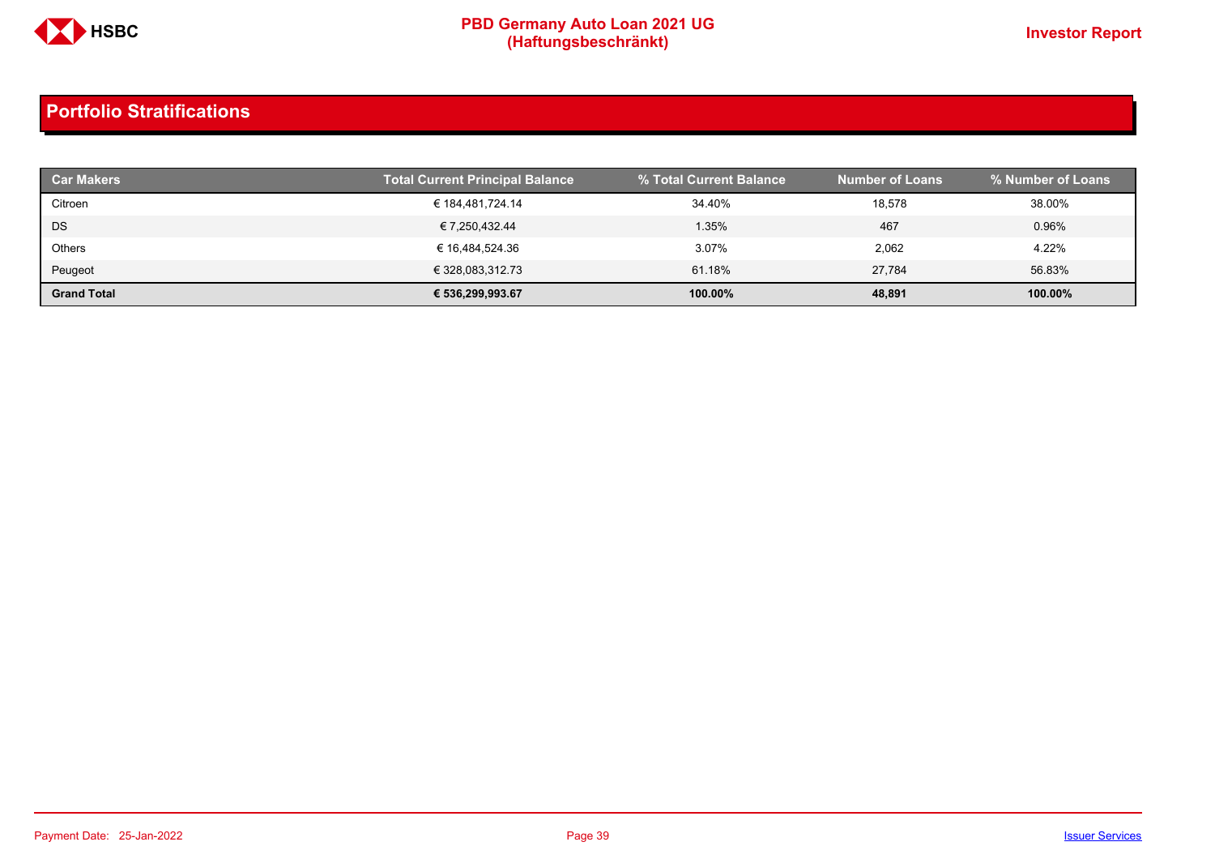## Portfolio Stratifications

| Car Makers | Total Current Principal Balance | % Total Current Balance | Number of Loans | % Number of Loans |
|---|---|---|---|---|
| Citroen | € 184,481,724.14 | 34.40% | 18,578 | 38.00% |
| DS | € 7,250,432.44 | 1.35% | 467 | 0.96% |
| Others | € 16,484,524.36 | 3.07% | 2,062 | 4.22% |
| Peugeot | € 328,083,312.73 | 61.18% | 27,784 | 56.83% |
| **Grand Total** | **€ 536,299,993.67** | **100.00%** | **48,891** | **100.00%** |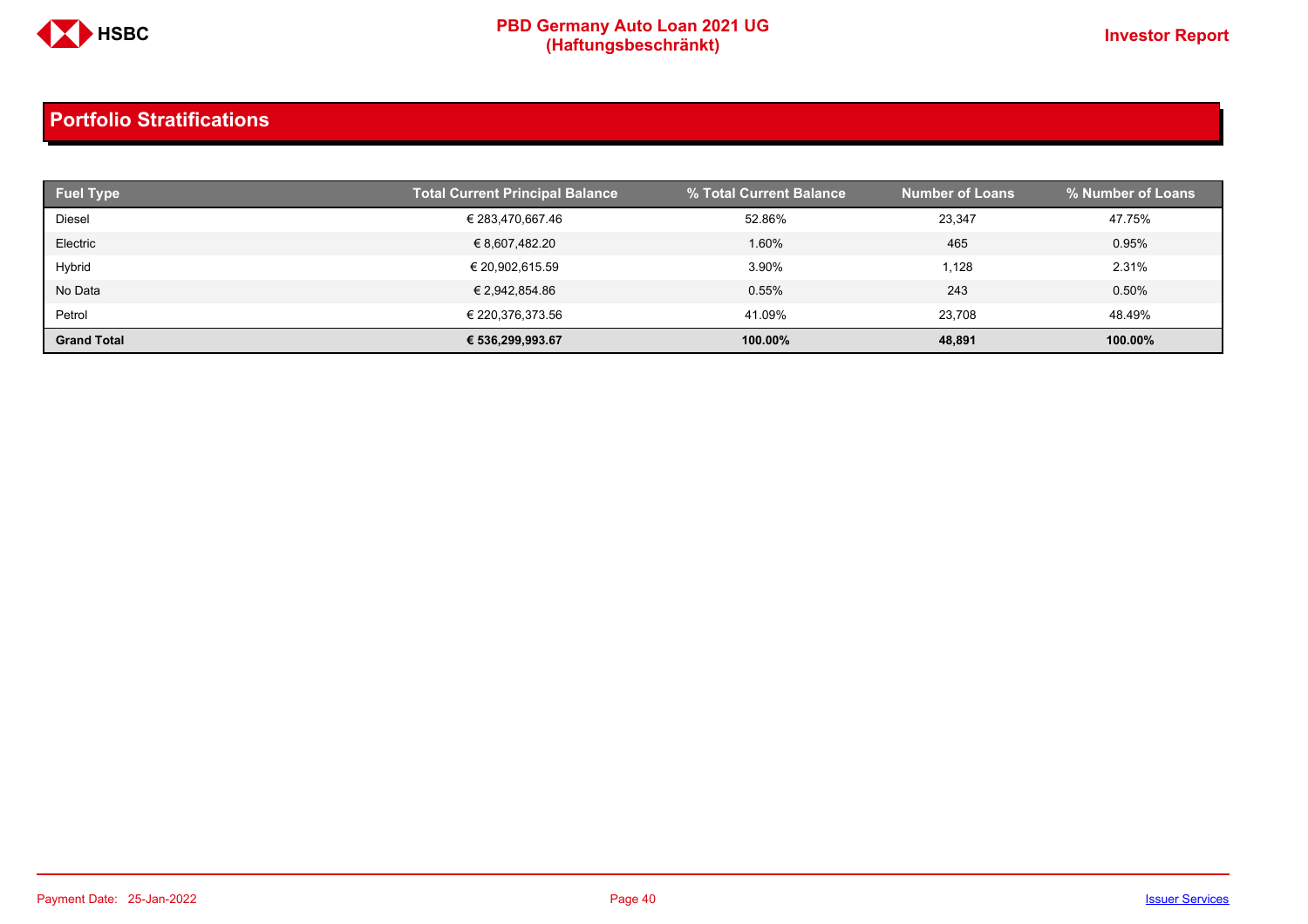## Portfolio Stratifications

| Fuel Type | Total Current Principal Balance | % Total Current Balance | Number of Loans | % Number of Loans |
|---|---|---|---|---|
| Diesel | € 283,470,667.46 | 52.86% | 23,347 | 47.75% |
| Electric | € 8,607,482.20 | 1.60% | 465 | 0.95% |
| Hybrid | € 20,902,615.59 | 3.90% | 1,128 | 2.31% |
| No Data | € 2,942,854.86 | 0.55% | 243 | 0.50% |
| Petrol | € 220,376,373.56 | 41.09% | 23,708 | 48.49% |
| **Grand Total** | **€ 536,299,993.67** | **100.00%** | **48,891** | **100.00%** |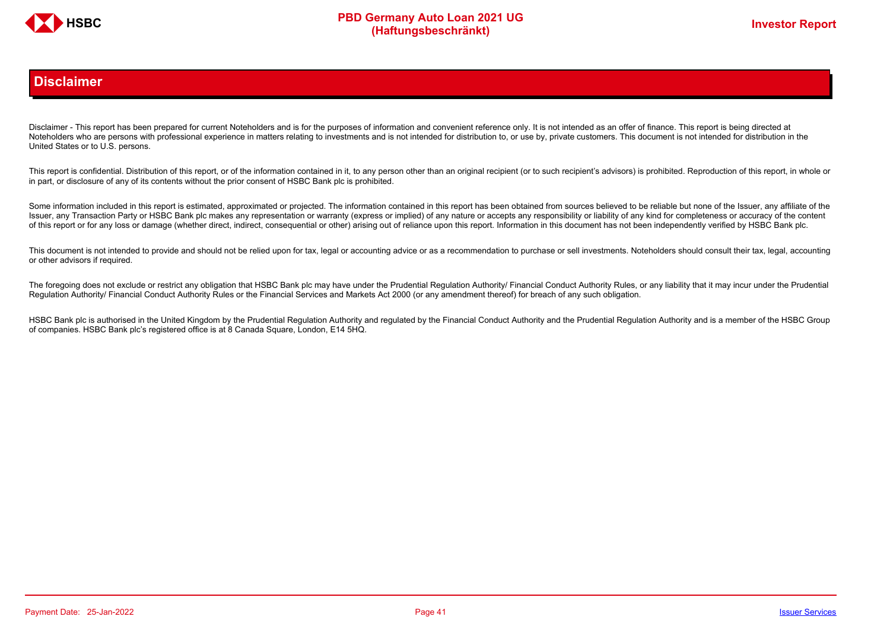## Disclaimer

Disclaimer - This report has been prepared for current Noteholders and is for the purposes of information and convenient reference only. It is not intended as an offer of finance. This report is being directed at Noteholders who are persons with professional experience in matters relating to investments and is not intended for distribution to, or use by, private customers. This document is not intended for distribution in the United States or to U.S. persons.

This report is confidential. Distribution of this report, or of the information contained in it, to any person other than an original recipient (or to such recipient's advisors) is prohibited. Reproduction of this report, in whole or in part, or disclosure of any of its contents without the prior consent of HSBC Bank plc is prohibited.

Some information included in this report is estimated, approximated or projected. The information contained in this report has been obtained from sources believed to be reliable but none of the Issuer, any affiliate of the Issuer, any Transaction Party or HSBC Bank plc makes any representation or warranty (express or implied) of any nature or accepts any responsibility or liability of any kind for completeness or accuracy of the content of this report or for any loss or damage (whether direct, indirect, consequential or other) arising out of reliance upon this report. Information in this document has not been independently verified by HSBC Bank plc.

This document is not intended to provide and should not be relied upon for tax, legal or accounting advice or as a recommendation to purchase or sell investments. Noteholders should consult their tax, legal, accounting or other advisors if required.

The foregoing does not exclude or restrict any obligation that HSBC Bank plc may have under the Prudential Regulation Authority/ Financial Conduct Authority Rules, or any liability that it may incur under the Prudential Regulation Authority/ Financial Conduct Authority Rules or the Financial Services and Markets Act 2000 (or any amendment thereof) for breach of any such obligation.

HSBC Bank plc is authorised in the United Kingdom by the Prudential Regulation Authority and regulated by the Financial Conduct Authority and the Prudential Regulation Authority and is a member of the HSBC Group of companies. HSBC Bank plc's registered office is at 8 Canada Square, London, E14 5HQ.